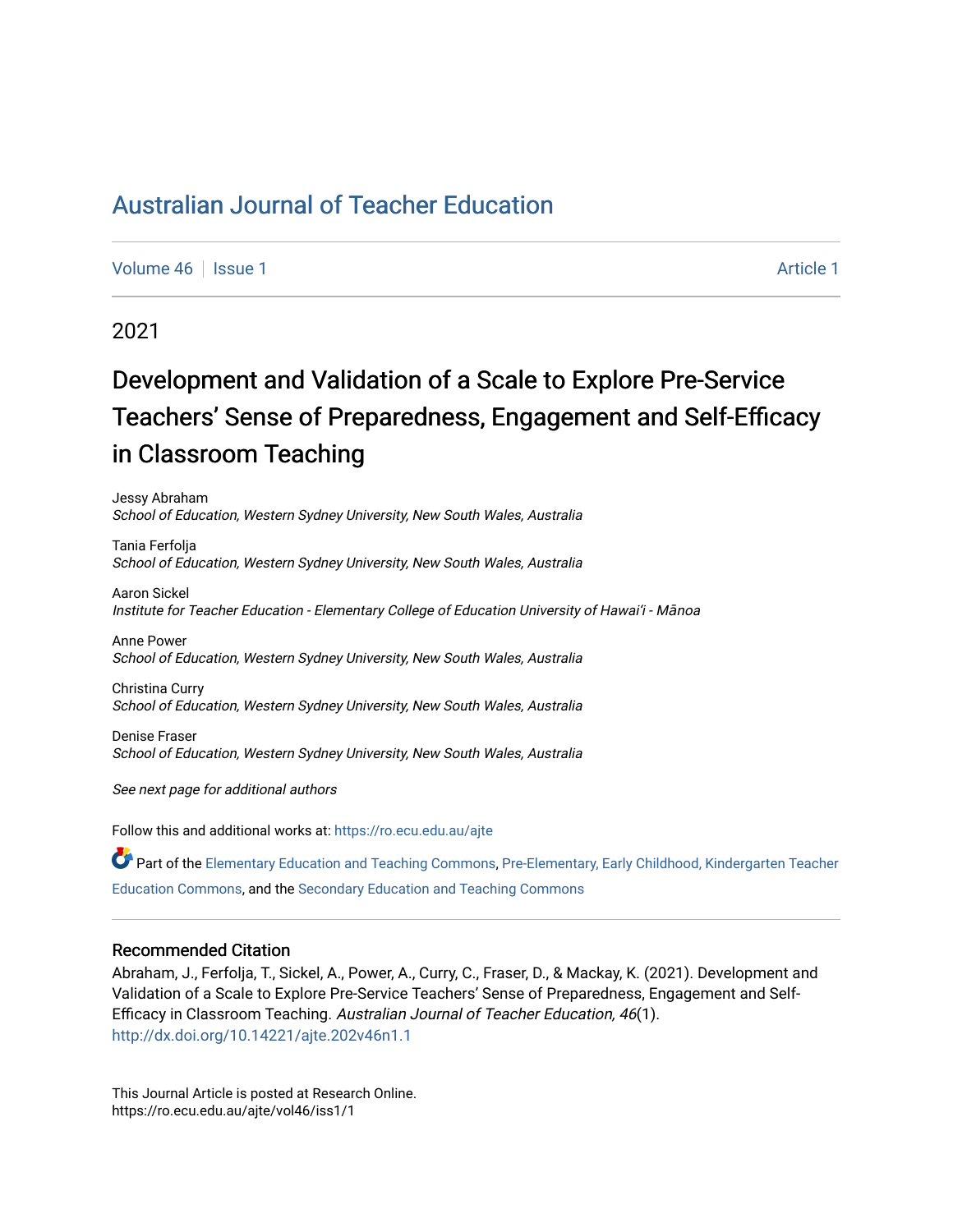# Australian Journal of Teacher Education

Volume 46 | Issue 1 Article 1

2021

## Development and Validation of a Scale to Explore Pre-Service Teachers' Sense of Preparedness, Engagement and Self-Efficacy in Classroom Teaching

Jessy Abraham
*School of Education, Western Sydney University, New South Wales, Australia*

Tania Ferfolja
*School of Education, Western Sydney University, New South Wales, Australia*

Aaron Sickel
*Institute for Teacher Education - Elementary College of Education University of Hawaiʻi - Mānoa*

Anne Power
*School of Education, Western Sydney University, New South Wales, Australia*

Christina Curry
*School of Education, Western Sydney University, New South Wales, Australia*

Denise Fraser
*School of Education, Western Sydney University, New South Wales, Australia*

*See next page for additional authors*

Follow this and additional works at: https://ro.ecu.edu.au/ajte

Part of the Elementary Education and Teaching Commons, Pre-Elementary, Early Childhood, Kindergarten Teacher Education Commons, and the Secondary Education and Teaching Commons

### Recommended Citation

Abraham, J., Ferfolja, T., Sickel, A., Power, A., Curry, C., Fraser, D., & Mackay, K. (2021). Development and Validation of a Scale to Explore Pre-Service Teachers' Sense of Preparedness, Engagement and Self-Efficacy in Classroom Teaching. *Australian Journal of Teacher Education, 46*(1). http://dx.doi.org/10.14221/ajte.202v46n1.1

This Journal Article is posted at Research Online.
https://ro.ecu.edu.au/ajte/vol46/iss1/1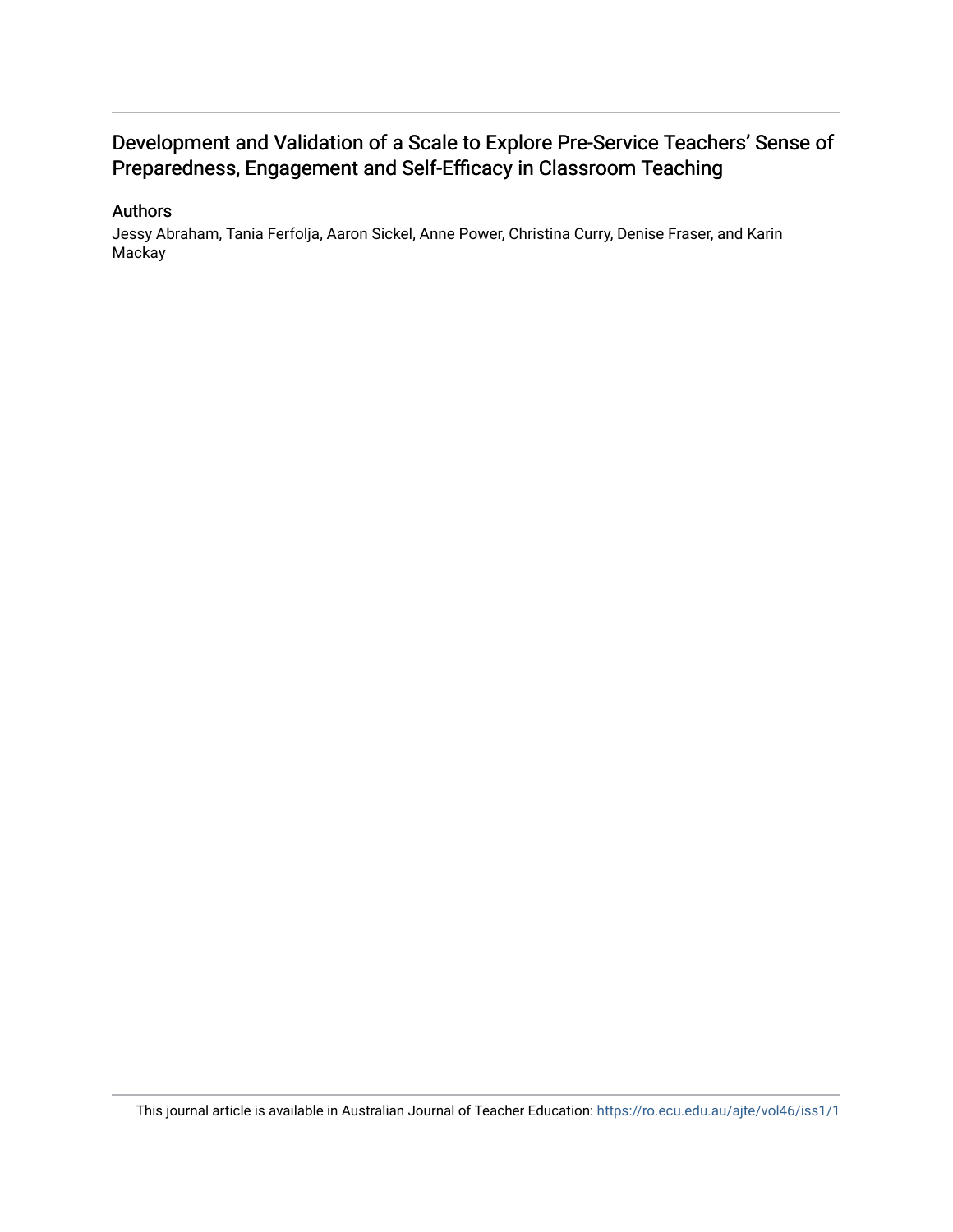# Development and Validation of a Scale to Explore Pre-Service Teachers' Sense of Preparedness, Engagement and Self-Efficacy in Classroom Teaching

## Authors

Jessy Abraham, Tania Ferfolja, Aaron Sickel, Anne Power, Christina Curry, Denise Fraser, and Karin Mackay

This journal article is available in Australian Journal of Teacher Education: https://ro.ecu.edu.au/ajte/vol46/iss1/1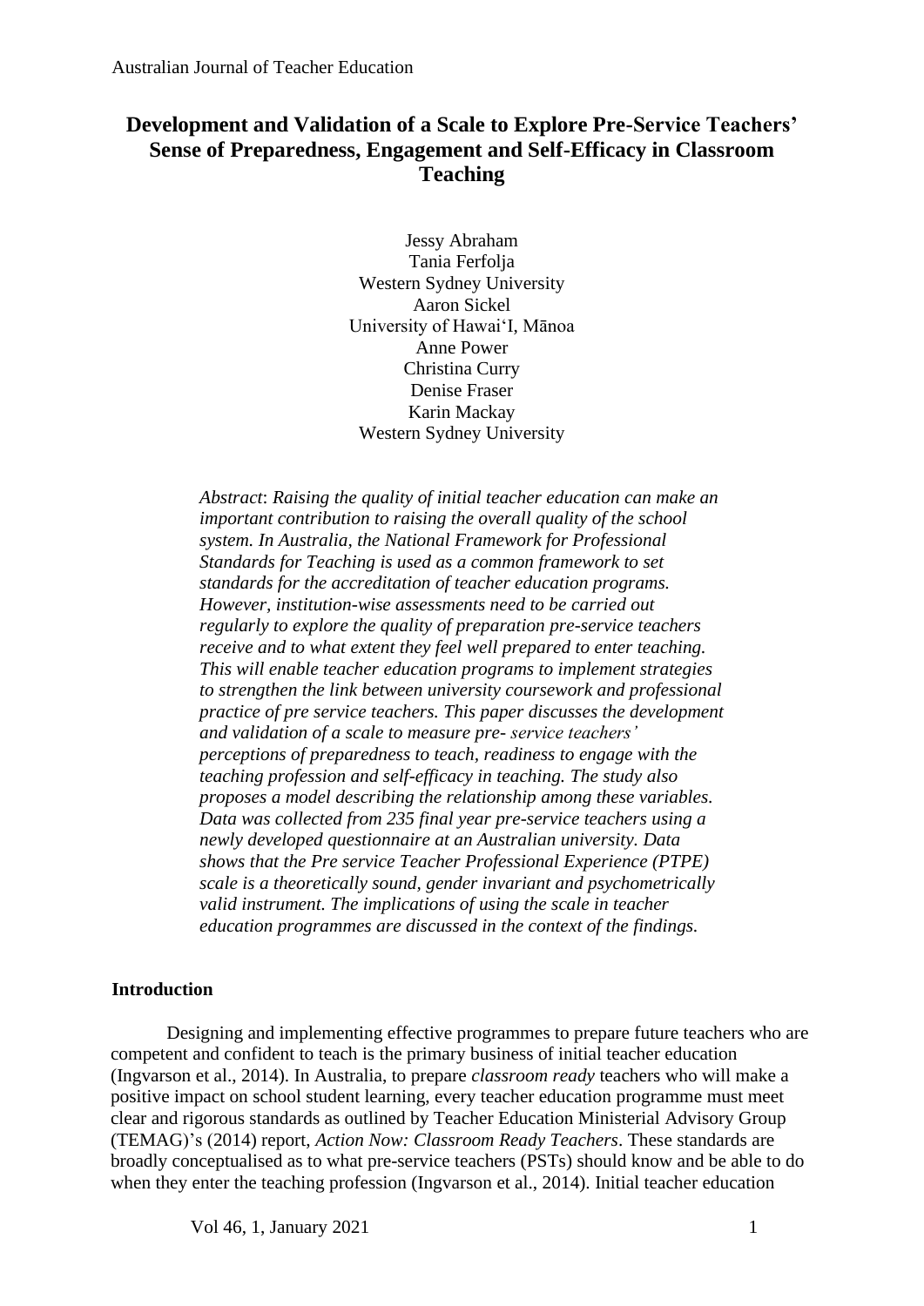# Development and Validation of a Scale to Explore Pre-Service Teachers' Sense of Preparedness, Engagement and Self-Efficacy in Classroom Teaching

Jessy Abraham
Tania Ferfolja
Western Sydney University
Aaron Sickel
University of Hawai'I, Mānoa
Anne Power
Christina Curry
Denise Fraser
Karin Mackay
Western Sydney University

*Abstract: Raising the quality of initial teacher education can make an important contribution to raising the overall quality of the school system. In Australia, the National Framework for Professional Standards for Teaching is used as a common framework to set standards for the accreditation of teacher education programs. However, institution-wise assessments need to be carried out regularly to explore the quality of preparation pre-service teachers receive and to what extent they feel well prepared to enter teaching. This will enable teacher education programs to implement strategies to strengthen the link between university coursework and professional practice of pre service teachers. This paper discusses the development and validation of a scale to measure pre- service teachers' perceptions of preparedness to teach, readiness to engage with the teaching profession and self-efficacy in teaching. The study also proposes a model describing the relationship among these variables. Data was collected from 235 final year pre-service teachers using a newly developed questionnaire at an Australian university. Data shows that the Pre service Teacher Professional Experience (PTPE) scale is a theoretically sound, gender invariant and psychometrically valid instrument. The implications of using the scale in teacher education programmes are discussed in the context of the findings.*

## Introduction

Designing and implementing effective programmes to prepare future teachers who are competent and confident to teach is the primary business of initial teacher education (Ingvarson et al., 2014). In Australia, to prepare *classroom ready* teachers who will make a positive impact on school student learning, every teacher education programme must meet clear and rigorous standards as outlined by Teacher Education Ministerial Advisory Group (TEMAG)'s (2014) report, *Action Now: Classroom Ready Teachers*. These standards are broadly conceptualised as to what pre-service teachers (PSTs) should know and be able to do when they enter the teaching profession (Ingvarson et al., 2014). Initial teacher education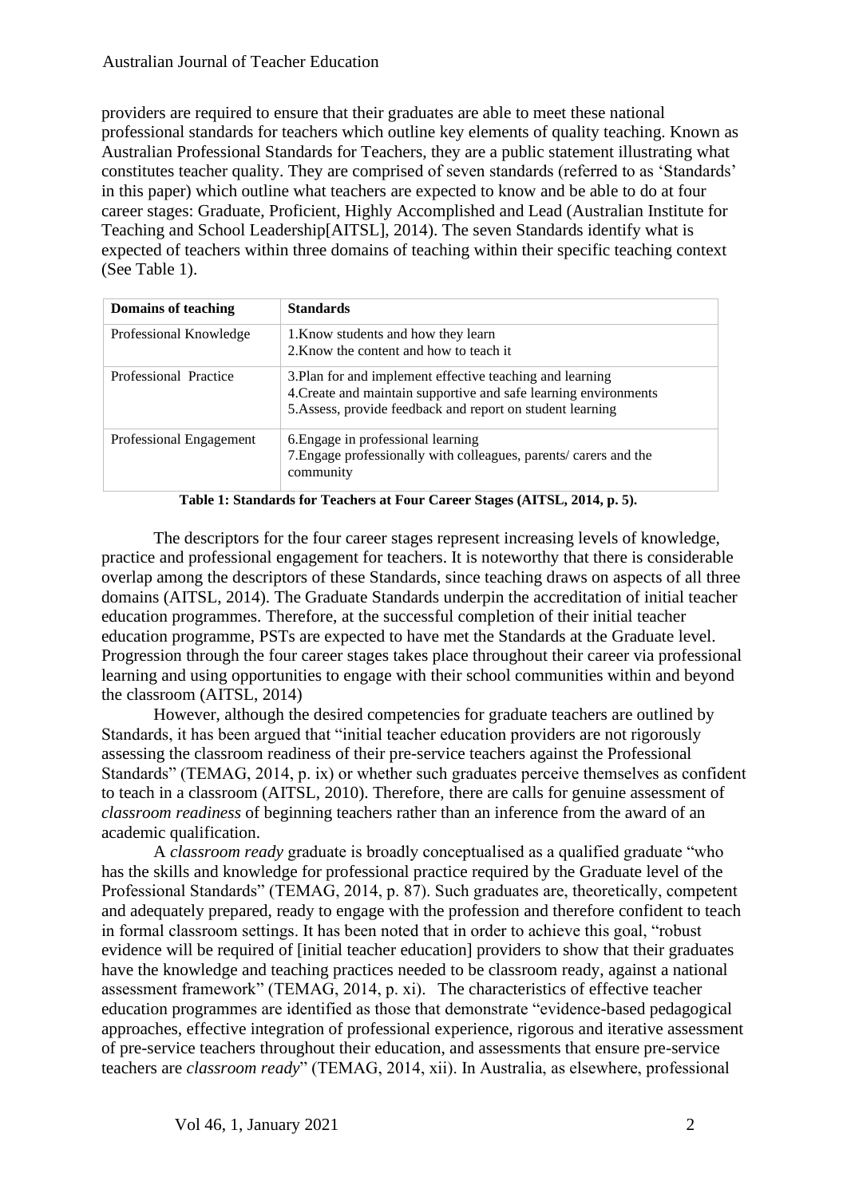providers are required to ensure that their graduates are able to meet these national professional standards for teachers which outline key elements of quality teaching. Known as Australian Professional Standards for Teachers, they are a public statement illustrating what constitutes teacher quality. They are comprised of seven standards (referred to as 'Standards' in this paper) which outline what teachers are expected to know and be able to do at four career stages: Graduate, Proficient, Highly Accomplished and Lead (Australian Institute for Teaching and School Leadership[AITSL], 2014). The seven Standards identify what is expected of teachers within three domains of teaching within their specific teaching context (See Table 1).

| Domains of teaching | Standards |
|---|---|
| Professional Knowledge | 1.Know students and how they learn<br>2.Know the content and how to teach it |
| Professional Practice | 3.Plan for and implement effective teaching and learning<br>4.Create and maintain supportive and safe learning environments<br>5.Assess, provide feedback and report on student learning |
| Professional Engagement | 6.Engage in professional learning<br>7.Engage professionally with colleagues, parents/ carers and the community |

**Table 1: Standards for Teachers at Four Career Stages (AITSL, 2014, p. 5).**

The descriptors for the four career stages represent increasing levels of knowledge, practice and professional engagement for teachers. It is noteworthy that there is considerable overlap among the descriptors of these Standards, since teaching draws on aspects of all three domains (AITSL, 2014). The Graduate Standards underpin the accreditation of initial teacher education programmes. Therefore, at the successful completion of their initial teacher education programme, PSTs are expected to have met the Standards at the Graduate level. Progression through the four career stages takes place throughout their career via professional learning and using opportunities to engage with their school communities within and beyond the classroom (AITSL, 2014)

However, although the desired competencies for graduate teachers are outlined by Standards, it has been argued that "initial teacher education providers are not rigorously assessing the classroom readiness of their pre-service teachers against the Professional Standards" (TEMAG, 2014, p. ix) or whether such graduates perceive themselves as confident to teach in a classroom (AITSL, 2010). Therefore, there are calls for genuine assessment of *classroom readiness* of beginning teachers rather than an inference from the award of an academic qualification.

A *classroom ready* graduate is broadly conceptualised as a qualified graduate "who has the skills and knowledge for professional practice required by the Graduate level of the Professional Standards" (TEMAG, 2014, p. 87). Such graduates are, theoretically, competent and adequately prepared, ready to engage with the profession and therefore confident to teach in formal classroom settings. It has been noted that in order to achieve this goal, "robust evidence will be required of [initial teacher education] providers to show that their graduates have the knowledge and teaching practices needed to be classroom ready, against a national assessment framework" (TEMAG, 2014, p. xi). The characteristics of effective teacher education programmes are identified as those that demonstrate "evidence-based pedagogical approaches, effective integration of professional experience, rigorous and iterative assessment of pre-service teachers throughout their education, and assessments that ensure pre-service teachers are *classroom ready*" (TEMAG, 2014, xii). In Australia, as elsewhere, professional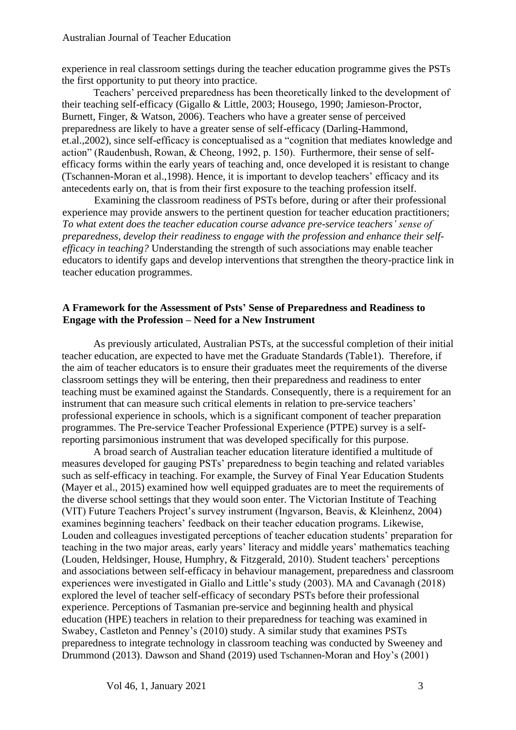experience in real classroom settings during the teacher education programme gives the PSTs the first opportunity to put theory into practice.

Teachers' perceived preparedness has been theoretically linked to the development of their teaching self-efficacy (Gigallo & Little, 2003; Housego, 1990; Jamieson-Proctor, Burnett, Finger, & Watson, 2006). Teachers who have a greater sense of perceived preparedness are likely to have a greater sense of self-efficacy (Darling-Hammond, et.al.,2002), since self-efficacy is conceptualised as a "cognition that mediates knowledge and action" (Raudenbush, Rowan, & Cheong, 1992, p. 150). Furthermore, their sense of self-efficacy forms within the early years of teaching and, once developed it is resistant to change (Tschannen-Moran et al.,1998). Hence, it is important to develop teachers' efficacy and its antecedents early on, that is from their first exposure to the teaching profession itself.

Examining the classroom readiness of PSTs before, during or after their professional experience may provide answers to the pertinent question for teacher education practitioners; *To what extent does the teacher education course advance pre-service teachers' sense of preparedness, develop their readiness to engage with the profession and enhance their self-efficacy in teaching?* Understanding the strength of such associations may enable teacher educators to identify gaps and develop interventions that strengthen the theory-practice link in teacher education programmes.

## A Framework for the Assessment of Psts' Sense of Preparedness and Readiness to Engage with the Profession – Need for a New Instrument

As previously articulated, Australian PSTs, at the successful completion of their initial teacher education, are expected to have met the Graduate Standards (Table1). Therefore, if the aim of teacher educators is to ensure their graduates meet the requirements of the diverse classroom settings they will be entering, then their preparedness and readiness to enter teaching must be examined against the Standards. Consequently, there is a requirement for an instrument that can measure such critical elements in relation to pre-service teachers' professional experience in schools, which is a significant component of teacher preparation programmes. The Pre-service Teacher Professional Experience (PTPE) survey is a self-reporting parsimonious instrument that was developed specifically for this purpose.

A broad search of Australian teacher education literature identified a multitude of measures developed for gauging PSTs' preparedness to begin teaching and related variables such as self-efficacy in teaching. For example, the Survey of Final Year Education Students (Mayer et al., 2015) examined how well equipped graduates are to meet the requirements of the diverse school settings that they would soon enter. The Victorian Institute of Teaching (VIT) Future Teachers Project's survey instrument (Ingvarson, Beavis, & Kleinhenz, 2004) examines beginning teachers' feedback on their teacher education programs. Likewise, Louden and colleagues investigated perceptions of teacher education students' preparation for teaching in the two major areas, early years' literacy and middle years' mathematics teaching (Louden, Heldsinger, House, Humphry, & Fitzgerald, 2010). Student teachers' perceptions and associations between self-efficacy in behaviour management, preparedness and classroom experiences were investigated in Giallo and Little's study (2003). MA and Cavanagh (2018) explored the level of teacher self-efficacy of secondary PSTs before their professional experience. Perceptions of Tasmanian pre-service and beginning health and physical education (HPE) teachers in relation to their preparedness for teaching was examined in Swabey, Castleton and Penney's (2010) study. A similar study that examines PSTs preparedness to integrate technology in classroom teaching was conducted by Sweeney and Drummond (2013). Dawson and Shand (2019) used Tschannen-Moran and Hoy's (2001)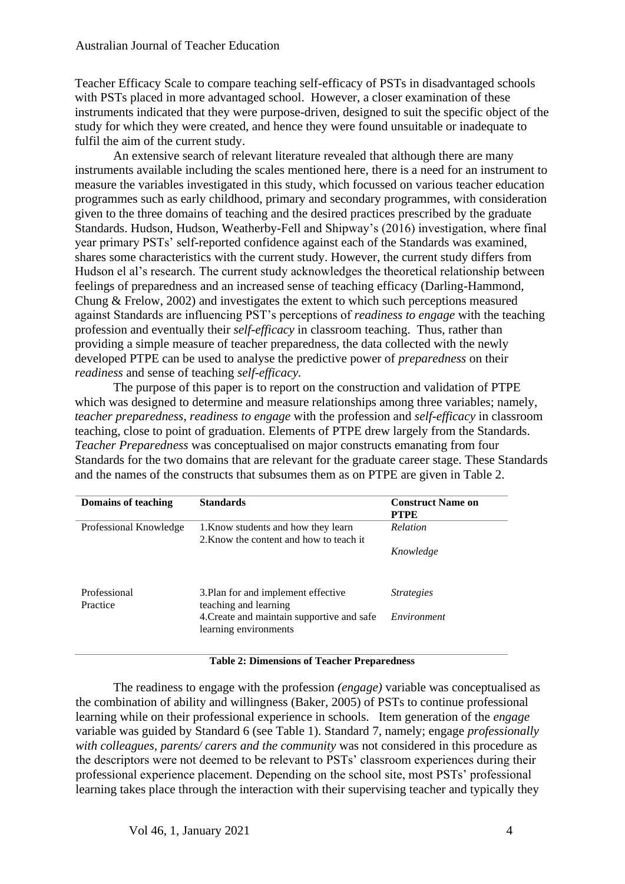Teacher Efficacy Scale to compare teaching self-efficacy of PSTs in disadvantaged schools with PSTs placed in more advantaged school. However, a closer examination of these instruments indicated that they were purpose-driven, designed to suit the specific object of the study for which they were created, and hence they were found unsuitable or inadequate to fulfil the aim of the current study.

An extensive search of relevant literature revealed that although there are many instruments available including the scales mentioned here, there is a need for an instrument to measure the variables investigated in this study, which focussed on various teacher education programmes such as early childhood, primary and secondary programmes, with consideration given to the three domains of teaching and the desired practices prescribed by the graduate Standards. Hudson, Hudson, Weatherby-Fell and Shipway's (2016) investigation, where final year primary PSTs' self-reported confidence against each of the Standards was examined, shares some characteristics with the current study. However, the current study differs from Hudson el al's research. The current study acknowledges the theoretical relationship between feelings of preparedness and an increased sense of teaching efficacy (Darling-Hammond, Chung & Frelow, 2002) and investigates the extent to which such perceptions measured against Standards are influencing PST's perceptions of *readiness to engage* with the teaching profession and eventually their *self-efficacy* in classroom teaching. Thus, rather than providing a simple measure of teacher preparedness, the data collected with the newly developed PTPE can be used to analyse the predictive power of *preparedness* on their *readiness* and sense of teaching *self-efficacy.*

The purpose of this paper is to report on the construction and validation of PTPE which was designed to determine and measure relationships among three variables; namely, *teacher preparedness*, *readiness to engage* with the profession and *self-efficacy* in classroom teaching, close to point of graduation. Elements of PTPE drew largely from the Standards. *Teacher Preparedness* was conceptualised on major constructs emanating from four Standards for the two domains that are relevant for the graduate career stage. These Standards and the names of the constructs that subsumes them as on PTPE are given in Table 2.

| Domains of teaching | Standards | Construct Name on PTPE |
|---|---|---|
| Professional Knowledge | 1.Know students and how they learn | *Relation* |
| | 2.Know the content and how to teach it | *Knowledge* |
| Professional Practice | 3.Plan for and implement effective teaching and learning | *Strategies* |
| | 4.Create and maintain supportive and safe learning environments | *Environment* |

**Table 2: Dimensions of Teacher Preparedness**

The readiness to engage with the profession *(engage)* variable was conceptualised as the combination of ability and willingness (Baker, 2005) of PSTs to continue professional learning while on their professional experience in schools. Item generation of the *engage* variable was guided by Standard 6 (see Table 1). Standard 7, namely; engage *professionally with colleagues, parents/ carers and the community* was not considered in this procedure as the descriptors were not deemed to be relevant to PSTs' classroom experiences during their professional experience placement. Depending on the school site, most PSTs' professional learning takes place through the interaction with their supervising teacher and typically they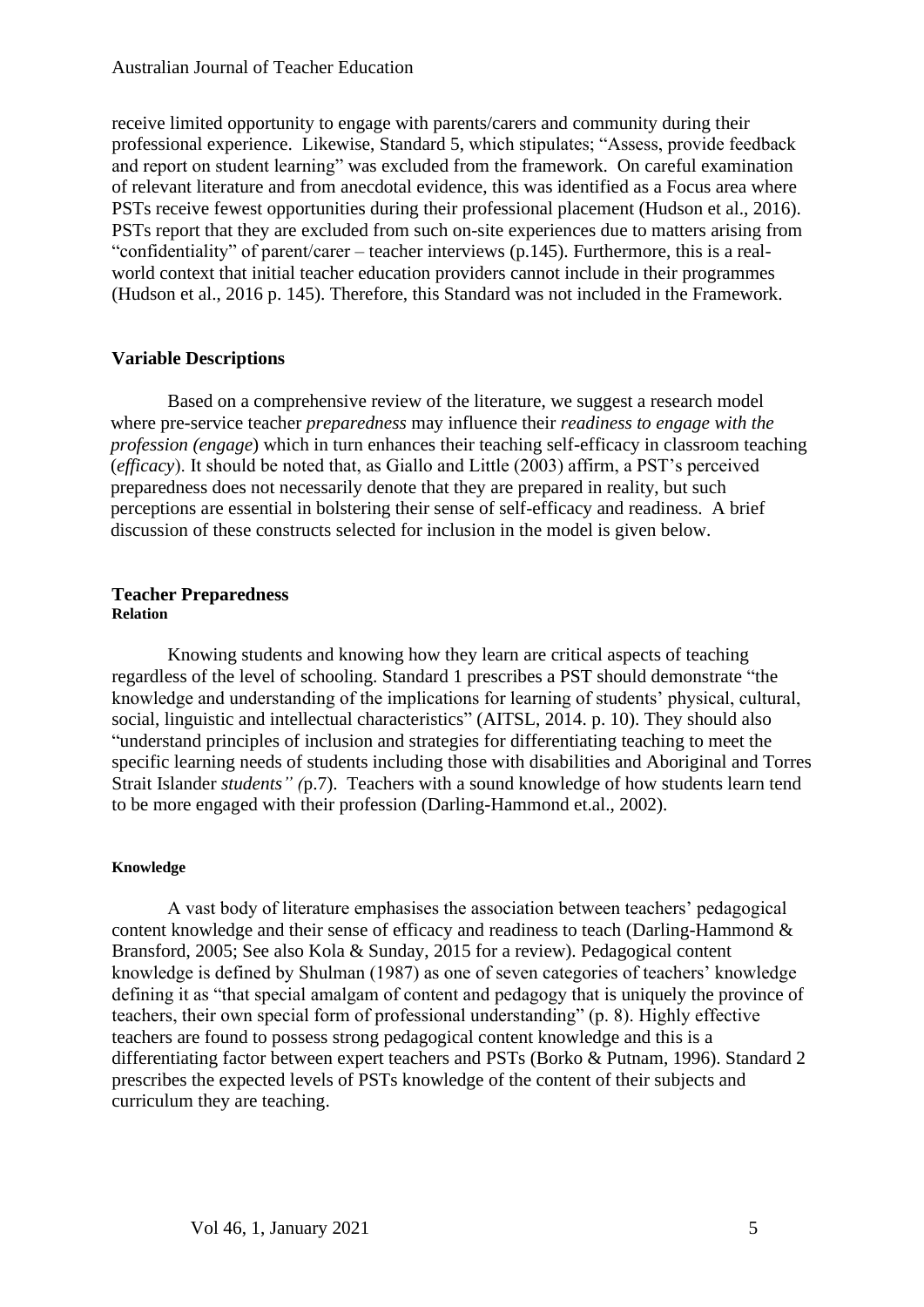receive limited opportunity to engage with parents/carers and community during their professional experience. Likewise, Standard 5, which stipulates; "Assess, provide feedback and report on student learning" was excluded from the framework. On careful examination of relevant literature and from anecdotal evidence, this was identified as a Focus area where PSTs receive fewest opportunities during their professional placement (Hudson et al., 2016). PSTs report that they are excluded from such on-site experiences due to matters arising from "confidentiality" of parent/carer – teacher interviews (p.145). Furthermore, this is a real-world context that initial teacher education providers cannot include in their programmes (Hudson et al., 2016 p. 145). Therefore, this Standard was not included in the Framework.

## Variable Descriptions

Based on a comprehensive review of the literature, we suggest a research model where pre-service teacher *preparedness* may influence their *readiness to engage with the profession (engage*) which in turn enhances their teaching self-efficacy in classroom teaching (*efficacy*). It should be noted that, as Giallo and Little (2003) affirm, a PST's perceived preparedness does not necessarily denote that they are prepared in reality, but such perceptions are essential in bolstering their sense of self-efficacy and readiness. A brief discussion of these constructs selected for inclusion in the model is given below.

## Teacher Preparedness

#### Relation

Knowing students and knowing how they learn are critical aspects of teaching regardless of the level of schooling. Standard 1 prescribes a PST should demonstrate "the knowledge and understanding of the implications for learning of students' physical, cultural, social, linguistic and intellectual characteristics" (AITSL, 2014. p. 10). They should also "understand principles of inclusion and strategies for differentiating teaching to meet the specific learning needs of students including those with disabilities and Aboriginal and Torres Strait Islander *students" (*p.7). Teachers with a sound knowledge of how students learn tend to be more engaged with their profession (Darling-Hammond et.al., 2002).

#### Knowledge

A vast body of literature emphasises the association between teachers' pedagogical content knowledge and their sense of efficacy and readiness to teach (Darling-Hammond & Bransford, 2005; See also Kola & Sunday, 2015 for a review). Pedagogical content knowledge is defined by Shulman (1987) as one of seven categories of teachers' knowledge defining it as "that special amalgam of content and pedagogy that is uniquely the province of teachers, their own special form of professional understanding" (p. 8). Highly effective teachers are found to possess strong pedagogical content knowledge and this is a differentiating factor between expert teachers and PSTs (Borko & Putnam, 1996). Standard 2 prescribes the expected levels of PSTs knowledge of the content of their subjects and curriculum they are teaching.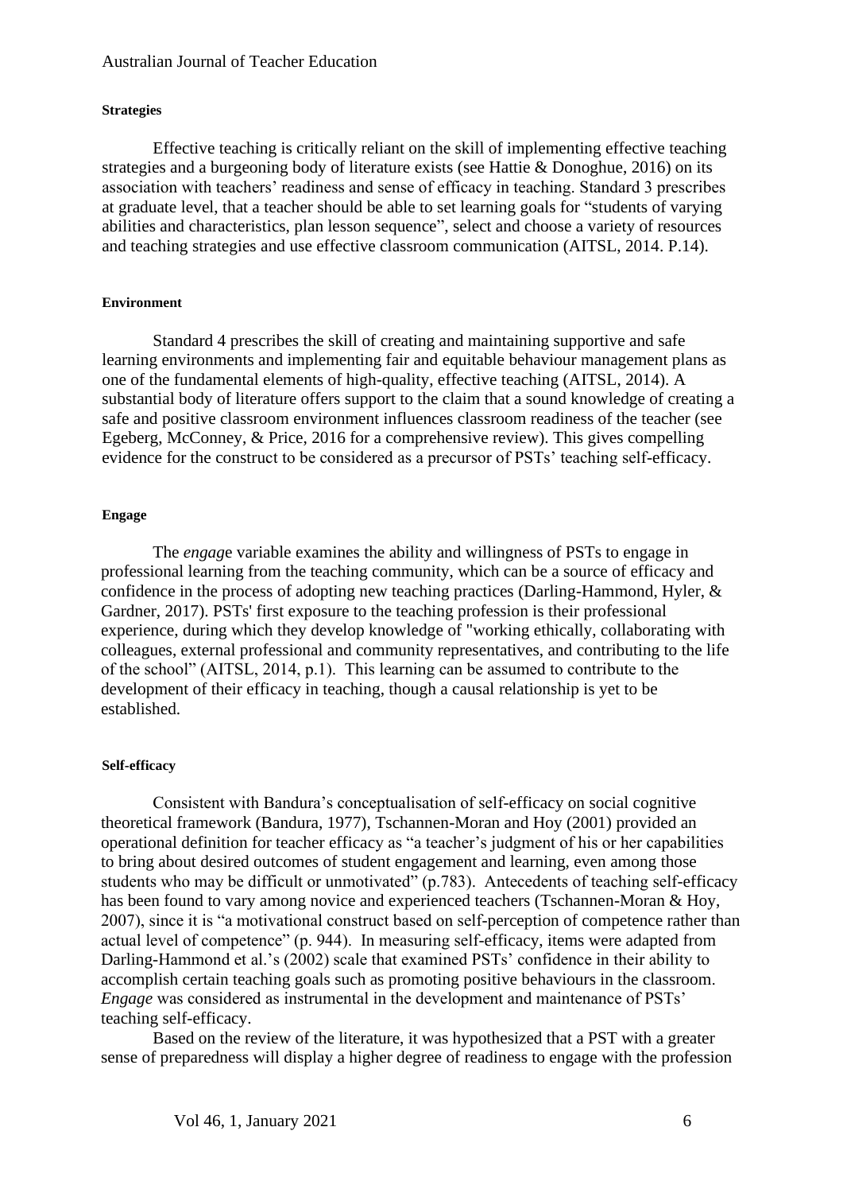#### Strategies

Effective teaching is critically reliant on the skill of implementing effective teaching strategies and a burgeoning body of literature exists (see Hattie & Donoghue, 2016) on its association with teachers' readiness and sense of efficacy in teaching. Standard 3 prescribes at graduate level, that a teacher should be able to set learning goals for "students of varying abilities and characteristics, plan lesson sequence", select and choose a variety of resources and teaching strategies and use effective classroom communication (AITSL, 2014. P.14).

#### Environment

Standard 4 prescribes the skill of creating and maintaining supportive and safe learning environments and implementing fair and equitable behaviour management plans as one of the fundamental elements of high-quality, effective teaching (AITSL, 2014). A substantial body of literature offers support to the claim that a sound knowledge of creating a safe and positive classroom environment influences classroom readiness of the teacher (see Egeberg, McConney, & Price, 2016 for a comprehensive review). This gives compelling evidence for the construct to be considered as a precursor of PSTs' teaching self-efficacy.

#### Engage

The *engage* variable examines the ability and willingness of PSTs to engage in professional learning from the teaching community, which can be a source of efficacy and confidence in the process of adopting new teaching practices (Darling-Hammond, Hyler, & Gardner, 2017). PSTs' first exposure to the teaching profession is their professional experience, during which they develop knowledge of "working ethically, collaborating with colleagues, external professional and community representatives, and contributing to the life of the school" (AITSL, 2014, p.1). This learning can be assumed to contribute to the development of their efficacy in teaching, though a causal relationship is yet to be established.

#### Self-efficacy

Consistent with Bandura's conceptualisation of self-efficacy on social cognitive theoretical framework (Bandura, 1977), Tschannen-Moran and Hoy (2001) provided an operational definition for teacher efficacy as "a teacher's judgment of his or her capabilities to bring about desired outcomes of student engagement and learning, even among those students who may be difficult or unmotivated" (p.783). Antecedents of teaching self-efficacy has been found to vary among novice and experienced teachers (Tschannen-Moran & Hoy, 2007), since it is "a motivational construct based on self-perception of competence rather than actual level of competence" (p. 944). In measuring self-efficacy, items were adapted from Darling-Hammond et al.'s (2002) scale that examined PSTs' confidence in their ability to accomplish certain teaching goals such as promoting positive behaviours in the classroom. *Engage* was considered as instrumental in the development and maintenance of PSTs' teaching self-efficacy.

Based on the review of the literature, it was hypothesized that a PST with a greater sense of preparedness will display a higher degree of readiness to engage with the profession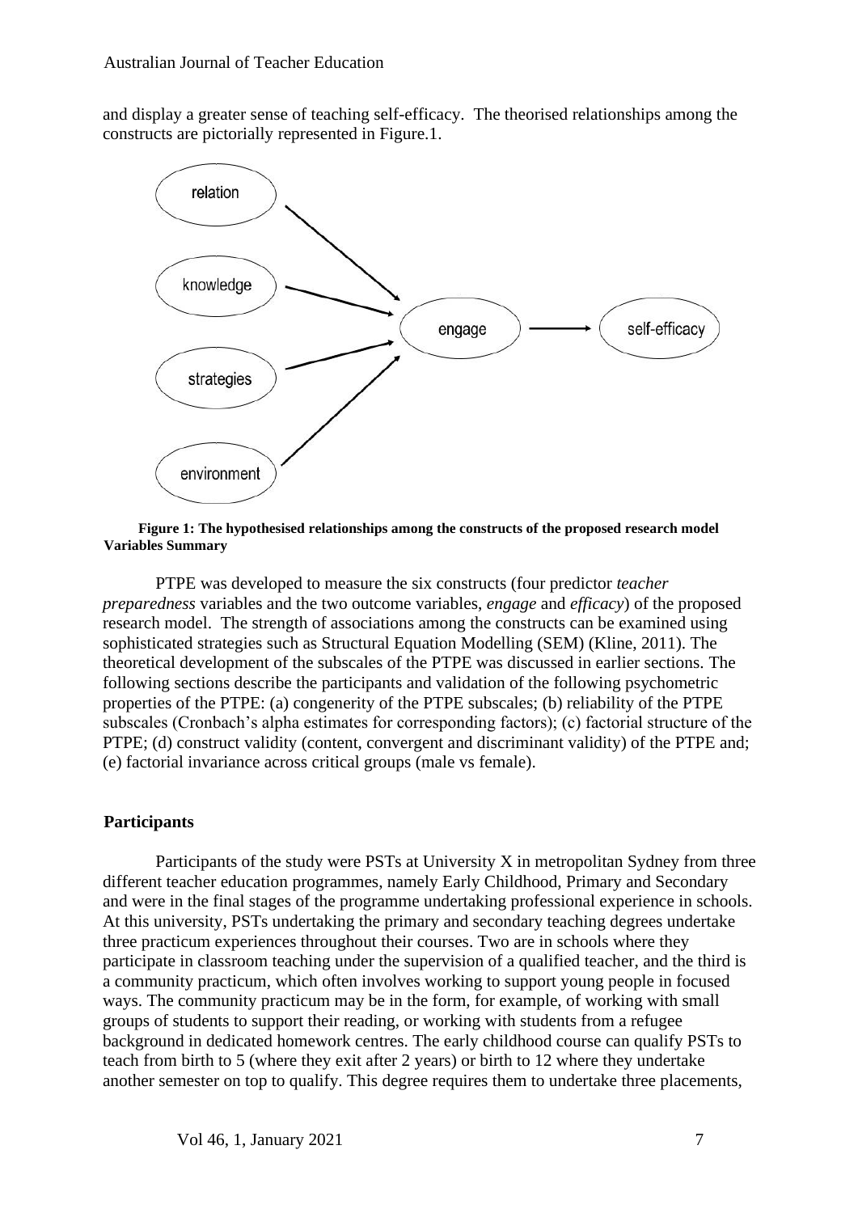and display a greater sense of teaching self-efficacy. The theorised relationships among the constructs are pictorially represented in Figure.1.

**Figure 1: The hypothesised relationships among the constructs of the proposed research model**

**Variables Summary**

PTPE was developed to measure the six constructs (four predictor *teacher preparedness* variables and the two outcome variables, *engage* and *efficacy*) of the proposed research model. The strength of associations among the constructs can be examined using sophisticated strategies such as Structural Equation Modelling (SEM) (Kline, 2011). The theoretical development of the subscales of the PTPE was discussed in earlier sections. The following sections describe the participants and validation of the following psychometric properties of the PTPE: (a) congenerity of the PTPE subscales; (b) reliability of the PTPE subscales (Cronbach's alpha estimates for corresponding factors); (c) factorial structure of the PTPE; (d) construct validity (content, convergent and discriminant validity) of the PTPE and; (e) factorial invariance across critical groups (male vs female).

## Participants

Participants of the study were PSTs at University X in metropolitan Sydney from three different teacher education programmes, namely Early Childhood, Primary and Secondary and were in the final stages of the programme undertaking professional experience in schools. At this university, PSTs undertaking the primary and secondary teaching degrees undertake three practicum experiences throughout their courses. Two are in schools where they participate in classroom teaching under the supervision of a qualified teacher, and the third is a community practicum, which often involves working to support young people in focused ways. The community practicum may be in the form, for example, of working with small groups of students to support their reading, or working with students from a refugee background in dedicated homework centres. The early childhood course can qualify PSTs to teach from birth to 5 (where they exit after 2 years) or birth to 12 where they undertake another semester on top to qualify. This degree requires them to undertake three placements,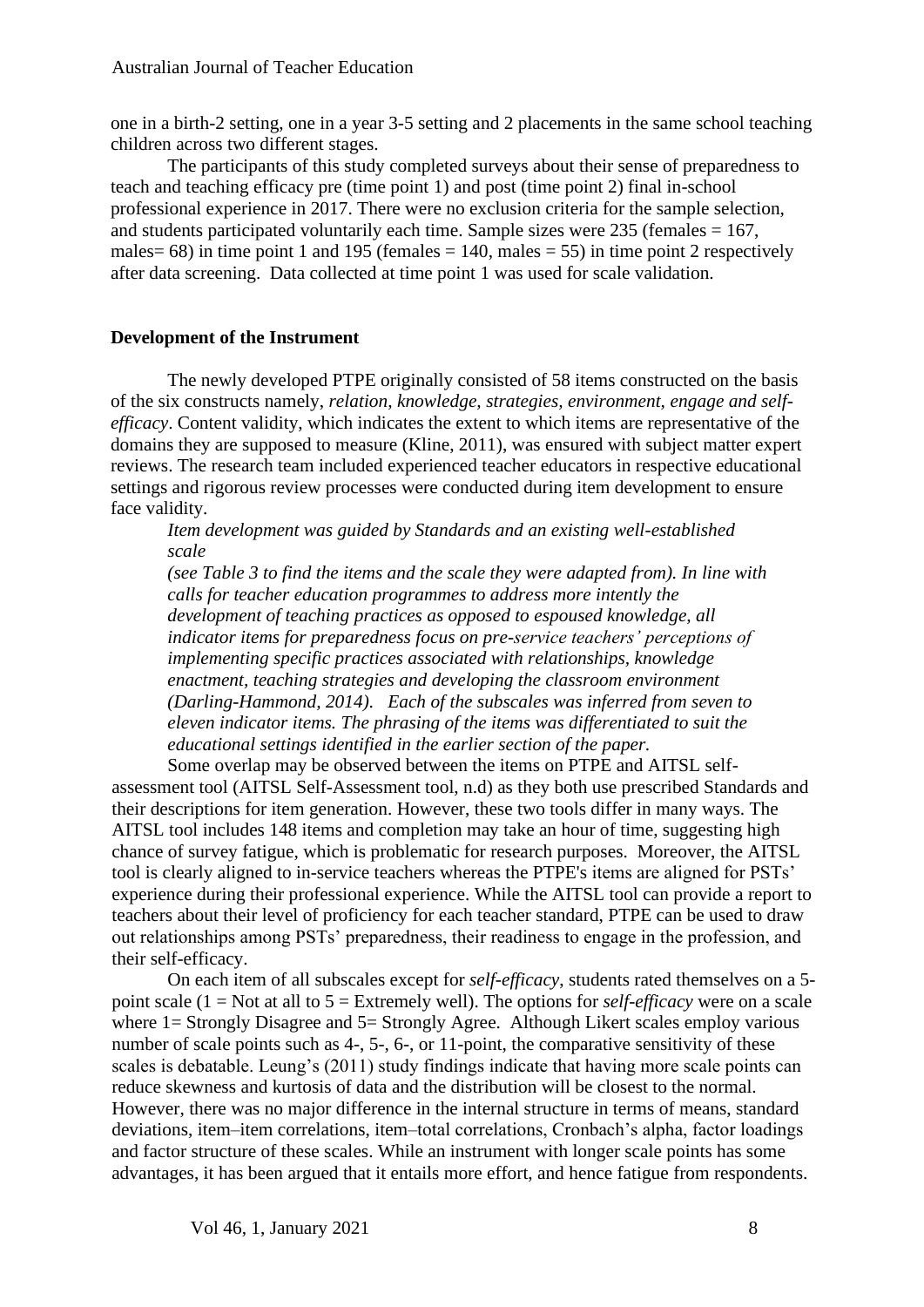one in a birth-2 setting, one in a year 3-5 setting and 2 placements in the same school teaching children across two different stages.

The participants of this study completed surveys about their sense of preparedness to teach and teaching efficacy pre (time point 1) and post (time point 2) final in-school professional experience in 2017. There were no exclusion criteria for the sample selection, and students participated voluntarily each time. Sample sizes were 235 (females = 167, males= 68) in time point 1 and 195 (females = 140, males = 55) in time point 2 respectively after data screening. Data collected at time point 1 was used for scale validation.

**Development of the Instrument**

The newly developed PTPE originally consisted of 58 items constructed on the basis of the six constructs namely, *relation, knowledge, strategies, environment, engage and self-efficacy*. Content validity, which indicates the extent to which items are representative of the domains they are supposed to measure (Kline, 2011), was ensured with subject matter expert reviews. The research team included experienced teacher educators in respective educational settings and rigorous review processes were conducted during item development to ensure face validity.

*Item development was guided by Standards and an existing well-established scale (see Table 3 to find the items and the scale they were adapted from). In line with calls for teacher education programmes to address more intently the development of teaching practices as opposed to espoused knowledge, all indicator items for preparedness focus on pre-service teachers' perceptions of implementing specific practices associated with relationships, knowledge enactment, teaching strategies and developing the classroom environment (Darling-Hammond, 2014). Each of the subscales was inferred from seven to eleven indicator items. The phrasing of the items was differentiated to suit the educational settings identified in the earlier section of the paper.*

Some overlap may be observed between the items on PTPE and AITSL self-assessment tool (AITSL Self-Assessment tool, n.d) as they both use prescribed Standards and their descriptions for item generation. However, these two tools differ in many ways. The AITSL tool includes 148 items and completion may take an hour of time, suggesting high chance of survey fatigue, which is problematic for research purposes. Moreover, the AITSL tool is clearly aligned to in-service teachers whereas the PTPE's items are aligned for PSTs' experience during their professional experience. While the AITSL tool can provide a report to teachers about their level of proficiency for each teacher standard, PTPE can be used to draw out relationships among PSTs' preparedness, their readiness to engage in the profession, and their self-efficacy.

On each item of all subscales except for *self-efficacy*, students rated themselves on a 5-point scale (1 = Not at all to 5 = Extremely well). The options for *self-efficacy* were on a scale where 1= Strongly Disagree and 5= Strongly Agree. Although Likert scales employ various number of scale points such as 4-, 5-, 6-, or 11-point, the comparative sensitivity of these scales is debatable. Leung's (2011) study findings indicate that having more scale points can reduce skewness and kurtosis of data and the distribution will be closest to the normal. However, there was no major difference in the internal structure in terms of means, standard deviations, item–item correlations, item–total correlations, Cronbach's alpha, factor loadings and factor structure of these scales. While an instrument with longer scale points has some advantages, it has been argued that it entails more effort, and hence fatigue from respondents.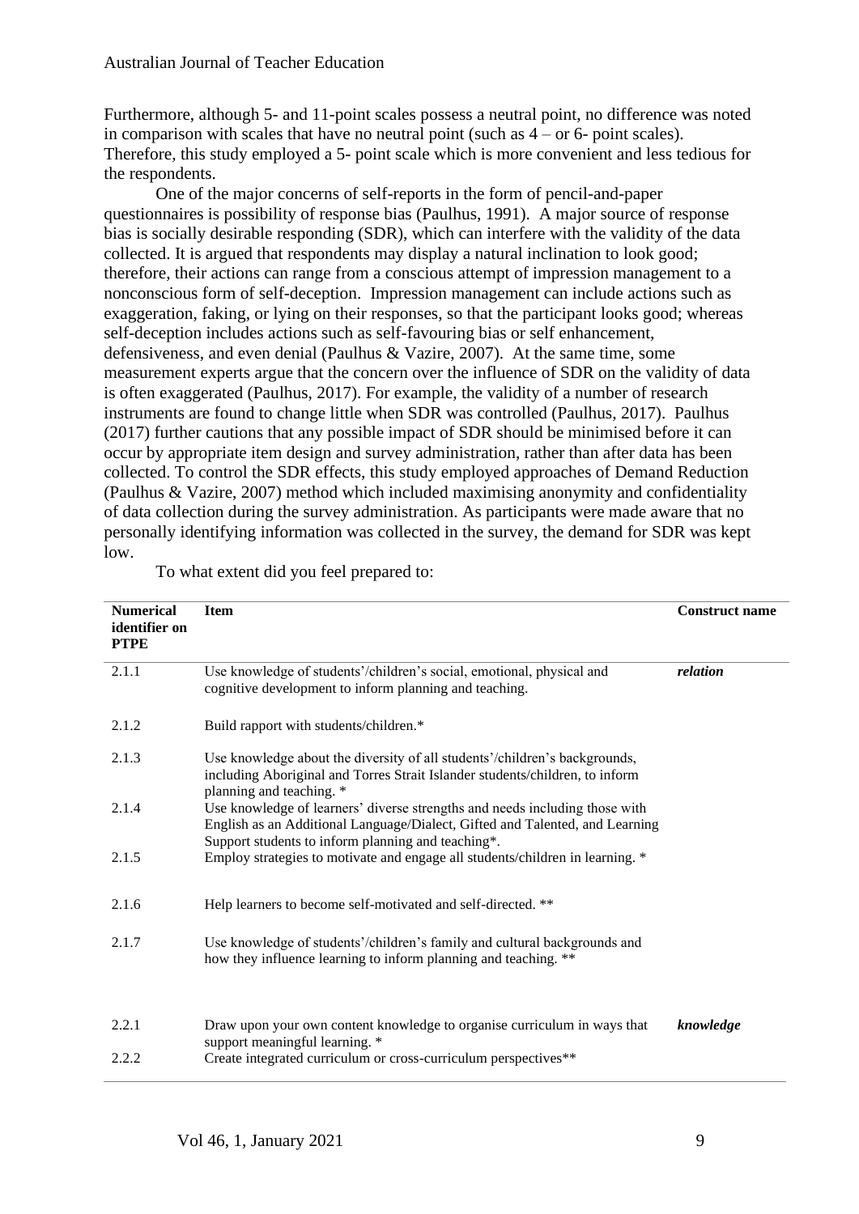Furthermore, although 5- and 11-point scales possess a neutral point, no difference was noted in comparison with scales that have no neutral point (such as 4 – or 6- point scales). Therefore, this study employed a 5- point scale which is more convenient and less tedious for the respondents.

One of the major concerns of self-reports in the form of pencil-and-paper questionnaires is possibility of response bias (Paulhus, 1991). A major source of response bias is socially desirable responding (SDR), which can interfere with the validity of the data collected. It is argued that respondents may display a natural inclination to look good; therefore, their actions can range from a conscious attempt of impression management to a nonconscious form of self-deception. Impression management can include actions such as exaggeration, faking, or lying on their responses, so that the participant looks good; whereas self-deception includes actions such as self-favouring bias or self enhancement, defensiveness, and even denial (Paulhus & Vazire, 2007). At the same time, some measurement experts argue that the concern over the influence of SDR on the validity of data is often exaggerated (Paulhus, 2017). For example, the validity of a number of research instruments are found to change little when SDR was controlled (Paulhus, 2017). Paulhus (2017) further cautions that any possible impact of SDR should be minimised before it can occur by appropriate item design and survey administration, rather than after data has been collected. To control the SDR effects, this study employed approaches of Demand Reduction (Paulhus & Vazire, 2007) method which included maximising anonymity and confidentiality of data collection during the survey administration. As participants were made aware that no personally identifying information was collected in the survey, the demand for SDR was kept low.

To what extent did you feel prepared to:

| Numerical identifier on PTPE | Item | Construct name |
|---|---|---|
| 2.1.1 | Use knowledge of students'/children's social, emotional, physical and cognitive development to inform planning and teaching. | ***relation*** |
| 2.1.2 | Build rapport with students/children.* | |
| 2.1.3 | Use knowledge about the diversity of all students'/children's backgrounds, including Aboriginal and Torres Strait Islander students/children, to inform planning and teaching. * | |
| 2.1.4 | Use knowledge of learners' diverse strengths and needs including those with English as an Additional Language/Dialect, Gifted and Talented, and Learning Support students to inform planning and teaching*. | |
| 2.1.5 | Employ strategies to motivate and engage all students/children in learning. * | |
| 2.1.6 | Help learners to become self-motivated and self-directed. ** | |
| 2.1.7 | Use knowledge of students'/children's family and cultural backgrounds and how they influence learning to inform planning and teaching. ** | |
| 2.2.1 | Draw upon your own content knowledge to organise curriculum in ways that support meaningful learning. * | ***knowledge*** |
| 2.2.2 | Create integrated curriculum or cross-curriculum perspectives** | |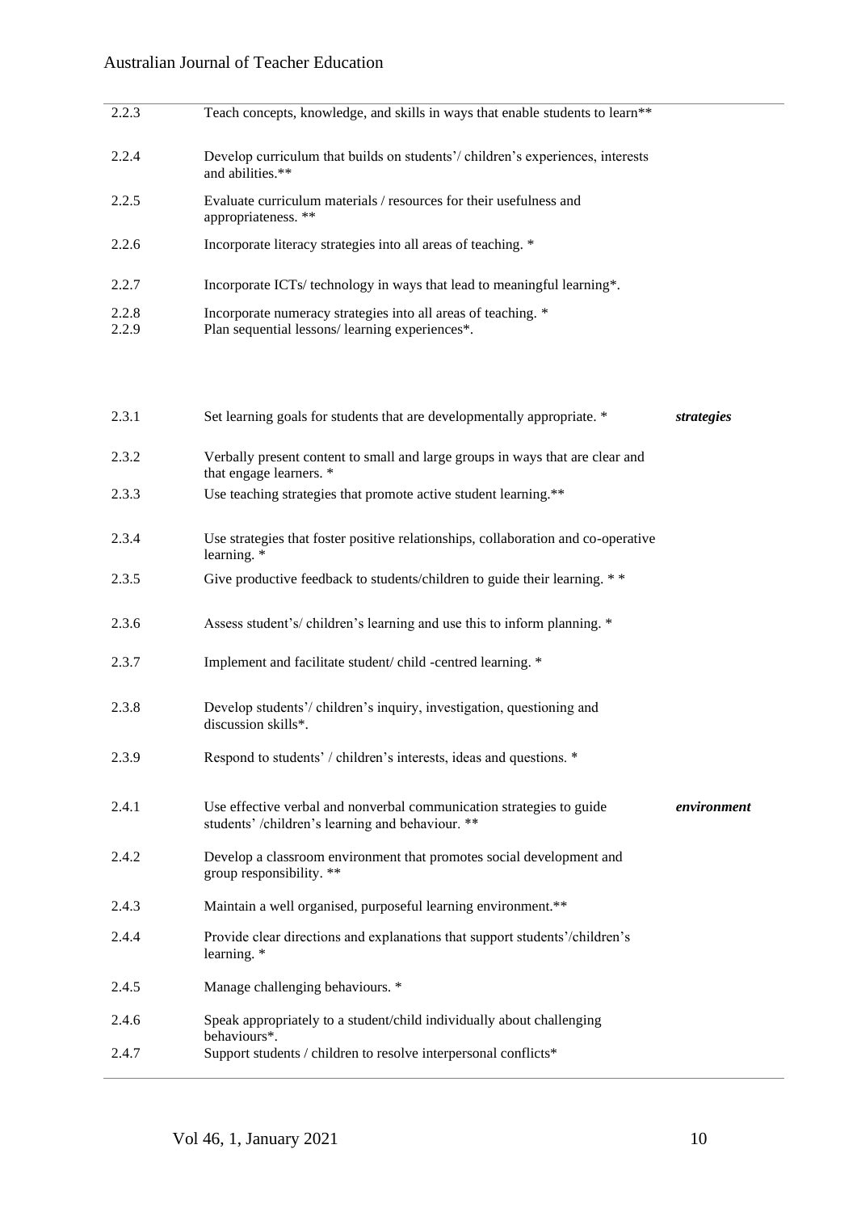| | | |
|---|---|---|
| 2.2.3 | Teach concepts, knowledge, and skills in ways that enable students to learn** | |
| 2.2.4 | Develop curriculum that builds on students'/ children's experiences, interests and abilities.** | |
| 2.2.5 | Evaluate curriculum materials / resources for their usefulness and appropriateness. ** | |
| 2.2.6 | Incorporate literacy strategies into all areas of teaching. * | |
| 2.2.7 | Incorporate ICTs/ technology in ways that lead to meaningful learning*. | |
| 2.2.8 | Incorporate numeracy strategies into all areas of teaching. * | |
| 2.2.9 | Plan sequential lessons/ learning experiences*. | |
| 2.3.1 | Set learning goals for students that are developmentally appropriate. * | ***strategies*** |
| 2.3.2 | Verbally present content to small and large groups in ways that are clear and that engage learners. * | |
| 2.3.3 | Use teaching strategies that promote active student learning.** | |
| 2.3.4 | Use strategies that foster positive relationships, collaboration and co-operative learning. * | |
| 2.3.5 | Give productive feedback to students/children to guide their learning. * * | |
| 2.3.6 | Assess student's/ children's learning and use this to inform planning. * | |
| 2.3.7 | Implement and facilitate student/ child -centred learning. * | |
| 2.3.8 | Develop students'/ children's inquiry, investigation, questioning and discussion skills*. | |
| 2.3.9 | Respond to students' / children's interests, ideas and questions. * | |
| 2.4.1 | Use effective verbal and nonverbal communication strategies to guide students' /children's learning and behaviour. ** | ***environment*** |
| 2.4.2 | Develop a classroom environment that promotes social development and group responsibility. ** | |
| 2.4.3 | Maintain a well organised, purposeful learning environment.** | |
| 2.4.4 | Provide clear directions and explanations that support students'/children's learning. * | |
| 2.4.5 | Manage challenging behaviours. * | |
| 2.4.6 | Speak appropriately to a student/child individually about challenging behaviours*. | |
| 2.4.7 | Support students / children to resolve interpersonal conflicts* | |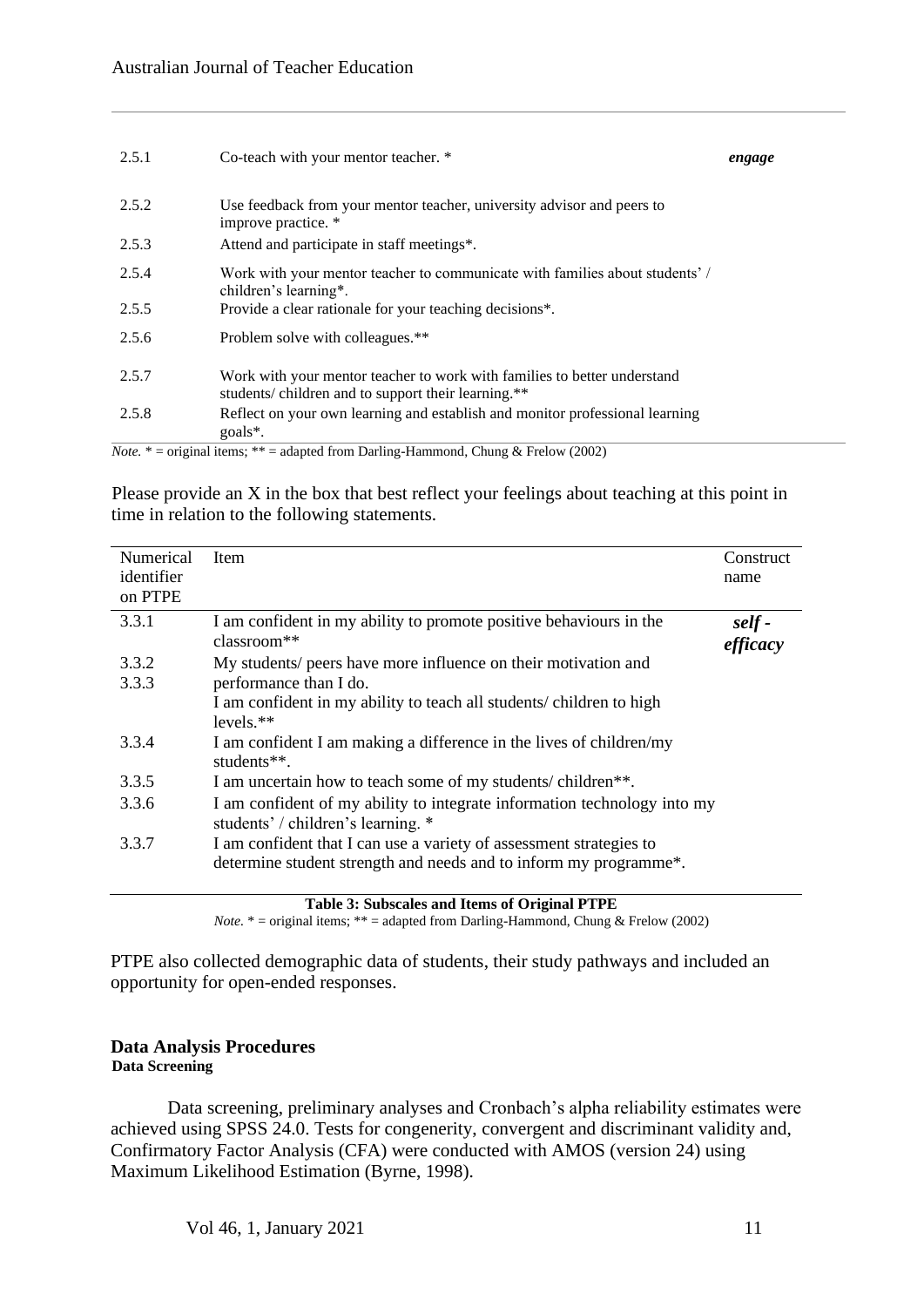| | | |
|---|---|---|
| 2.5.1 | Co-teach with your mentor teacher. * | *engage* |
| 2.5.2 | Use feedback from your mentor teacher, university advisor and peers to improve practice. * | |
| 2.5.3 | Attend and participate in staff meetings*. | |
| 2.5.4 | Work with your mentor teacher to communicate with families about students' / children's learning*. | |
| 2.5.5 | Provide a clear rationale for your teaching decisions*. | |
| 2.5.6 | Problem solve with colleagues.** | |
| 2.5.7 | Work with your mentor teacher to work with families to better understand students/ children and to support their learning.** | |
| 2.5.8 | Reflect on your own learning and establish and monitor professional learning goals*. | |

*Note.* * = original items; ** = adapted from Darling-Hammond, Chung & Frelow (2002)

Please provide an X in the box that best reflect your feelings about teaching at this point in time in relation to the following statements.

| Numerical identifier on PTPE | Item | Construct name |
|---|---|---|
| 3.3.1 | I am confident in my ability to promote positive behaviours in the classroom** | ***self - efficacy*** |
| 3.3.2 | My students/ peers have more influence on their motivation and performance than I do. | |
| 3.3.3 | I am confident in my ability to teach all students/ children to high levels.** | |
| 3.3.4 | I am confident I am making a difference in the lives of children/my students**. | |
| 3.3.5 | I am uncertain how to teach some of my students/ children**. | |
| 3.3.6 | I am confident of my ability to integrate information technology into my students' / children's learning. * | |
| 3.3.7 | I am confident that I can use a variety of assessment strategies to determine student strength and needs and to inform my programme*. | |

**Table 3: Subscales and Items of Original PTPE**

*Note.* * = original items; ** = adapted from Darling-Hammond, Chung & Frelow (2002)

PTPE also collected demographic data of students, their study pathways and included an opportunity for open-ended responses.

## Data Analysis Procedures

### Data Screening

Data screening, preliminary analyses and Cronbach's alpha reliability estimates were achieved using SPSS 24.0. Tests for congenerity, convergent and discriminant validity and, Confirmatory Factor Analysis (CFA) were conducted with AMOS (version 24) using Maximum Likelihood Estimation (Byrne, 1998).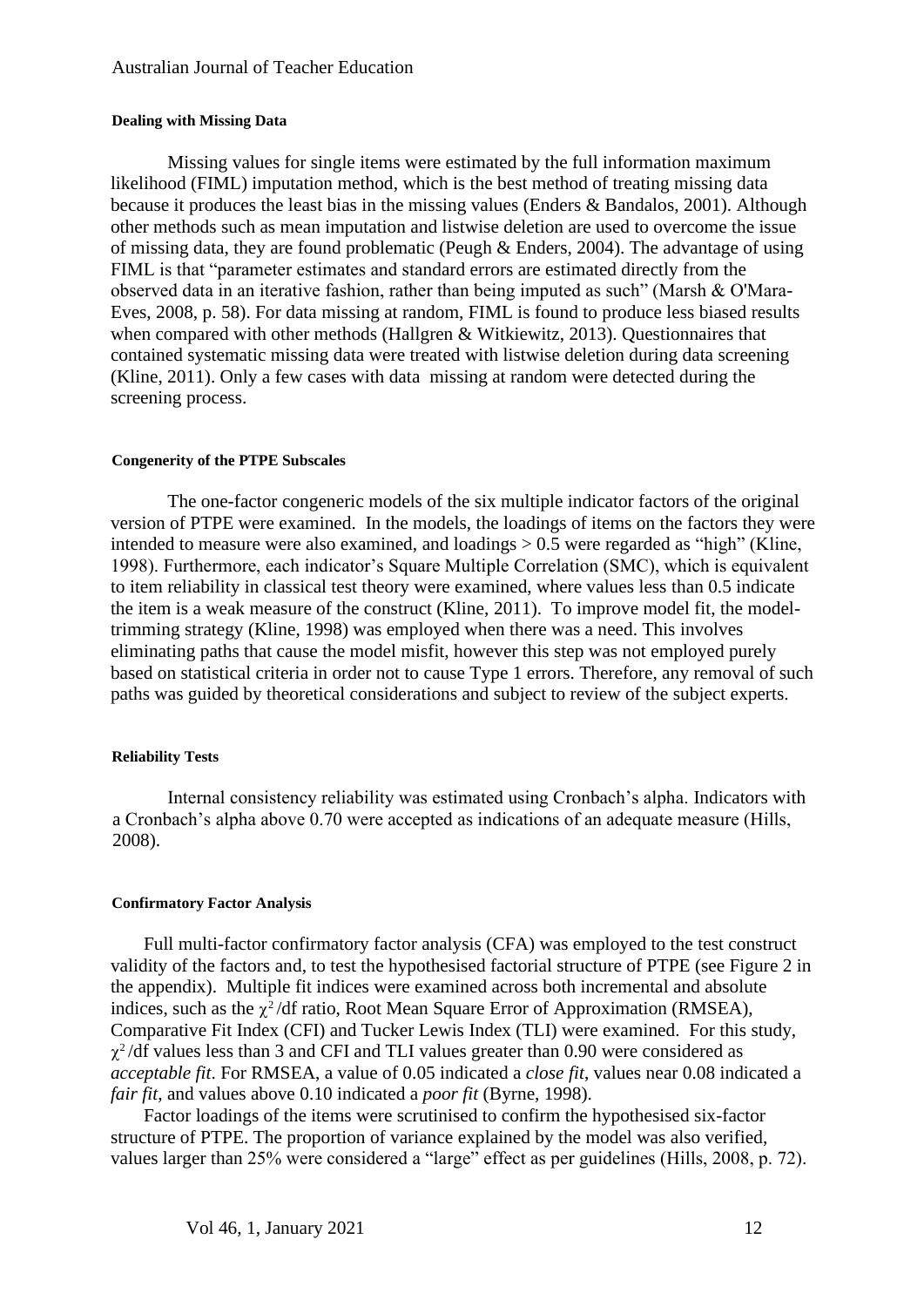#### Dealing with Missing Data

Missing values for single items were estimated by the full information maximum likelihood (FIML) imputation method, which is the best method of treating missing data because it produces the least bias in the missing values (Enders & Bandalos, 2001). Although other methods such as mean imputation and listwise deletion are used to overcome the issue of missing data, they are found problematic (Peugh & Enders, 2004). The advantage of using FIML is that "parameter estimates and standard errors are estimated directly from the observed data in an iterative fashion, rather than being imputed as such" (Marsh & O'Mara-Eves, 2008, p. 58). For data missing at random, FIML is found to produce less biased results when compared with other methods (Hallgren & Witkiewitz, 2013). Questionnaires that contained systematic missing data were treated with listwise deletion during data screening (Kline, 2011). Only a few cases with data missing at random were detected during the screening process.

#### Congenerity of the PTPE Subscales

The one-factor congeneric models of the six multiple indicator factors of the original version of PTPE were examined. In the models, the loadings of items on the factors they were intended to measure were also examined, and loadings > 0.5 were regarded as "high" (Kline, 1998). Furthermore, each indicator's Square Multiple Correlation (SMC), which is equivalent to item reliability in classical test theory were examined, where values less than 0.5 indicate the item is a weak measure of the construct (Kline, 2011). To improve model fit, the model-trimming strategy (Kline, 1998) was employed when there was a need. This involves eliminating paths that cause the model misfit, however this step was not employed purely based on statistical criteria in order not to cause Type 1 errors. Therefore, any removal of such paths was guided by theoretical considerations and subject to review of the subject experts.

#### Reliability Tests

Internal consistency reliability was estimated using Cronbach's alpha. Indicators with a Cronbach's alpha above 0.70 were accepted as indications of an adequate measure (Hills, 2008).

#### Confirmatory Factor Analysis

Full multi-factor confirmatory factor analysis (CFA) was employed to the test construct validity of the factors and, to test the hypothesised factorial structure of PTPE (see Figure 2 in the appendix). Multiple fit indices were examined across both incremental and absolute indices, such as the $\chi^2$/df ratio, Root Mean Square Error of Approximation (RMSEA), Comparative Fit Index (CFI) and Tucker Lewis Index (TLI) were examined. For this study, $\chi^2$/df values less than 3 and CFI and TLI values greater than 0.90 were considered as *acceptable fit*. For RMSEA, a value of 0.05 indicated a *close fit*, values near 0.08 indicated a *fair fit*, and values above 0.10 indicated a *poor fit* (Byrne, 1998).

Factor loadings of the items were scrutinised to confirm the hypothesised six-factor structure of PTPE. The proportion of variance explained by the model was also verified, values larger than 25% were considered a "large" effect as per guidelines (Hills, 2008, p. 72).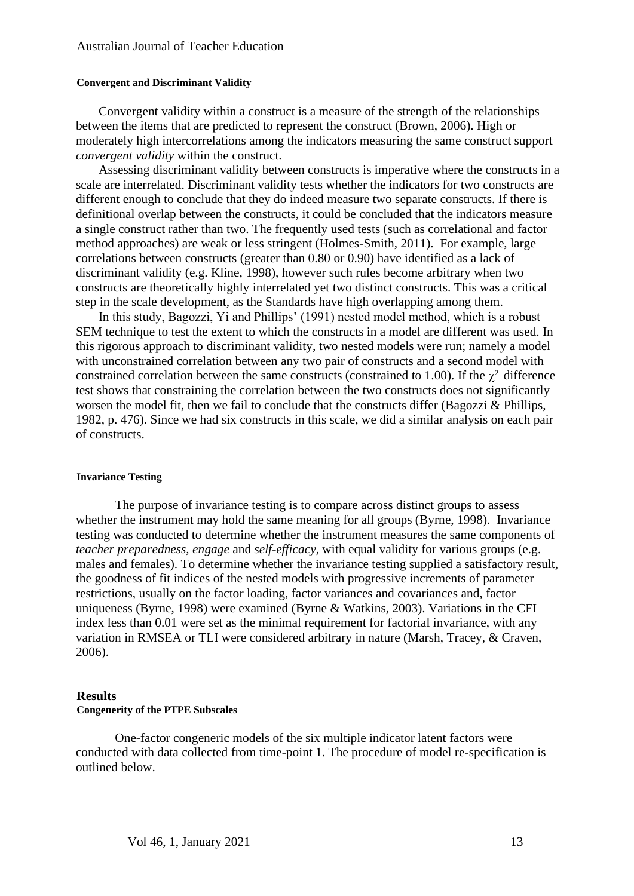### Convergent and Discriminant Validity

Convergent validity within a construct is a measure of the strength of the relationships between the items that are predicted to represent the construct (Brown, 2006). High or moderately high intercorrelations among the indicators measuring the same construct support *convergent validity* within the construct.

Assessing discriminant validity between constructs is imperative where the constructs in a scale are interrelated. Discriminant validity tests whether the indicators for two constructs are different enough to conclude that they do indeed measure two separate constructs. If there is definitional overlap between the constructs, it could be concluded that the indicators measure a single construct rather than two. The frequently used tests (such as correlational and factor method approaches) are weak or less stringent (Holmes-Smith, 2011). For example, large correlations between constructs (greater than 0.80 or 0.90) have identified as a lack of discriminant validity (e.g. Kline, 1998), however such rules become arbitrary when two constructs are theoretically highly interrelated yet two distinct constructs. This was a critical step in the scale development, as the Standards have high overlapping among them.

In this study, Bagozzi, Yi and Phillips' (1991) nested model method, which is a robust SEM technique to test the extent to which the constructs in a model are different was used. In this rigorous approach to discriminant validity, two nested models were run; namely a model with unconstrained correlation between any two pair of constructs and a second model with constrained correlation between the same constructs (constrained to 1.00). If the $\chi^2$ difference test shows that constraining the correlation between the two constructs does not significantly worsen the model fit, then we fail to conclude that the constructs differ (Bagozzi & Phillips, 1982, p. 476). Since we had six constructs in this scale, we did a similar analysis on each pair of constructs.

### Invariance Testing

The purpose of invariance testing is to compare across distinct groups to assess whether the instrument may hold the same meaning for all groups (Byrne, 1998). Invariance testing was conducted to determine whether the instrument measures the same components of *teacher preparedness*, *engage* and *self-efficacy*, with equal validity for various groups (e.g. males and females). To determine whether the invariance testing supplied a satisfactory result, the goodness of fit indices of the nested models with progressive increments of parameter restrictions, usually on the factor loading, factor variances and covariances and, factor uniqueness (Byrne, 1998) were examined (Byrne & Watkins, 2003). Variations in the CFI index less than 0.01 were set as the minimal requirement for factorial invariance, with any variation in RMSEA or TLI were considered arbitrary in nature (Marsh, Tracey, & Craven, 2006).

## Results

### Congenerity of the PTPE Subscales

One-factor congeneric models of the six multiple indicator latent factors were conducted with data collected from time-point 1. The procedure of model re-specification is outlined below.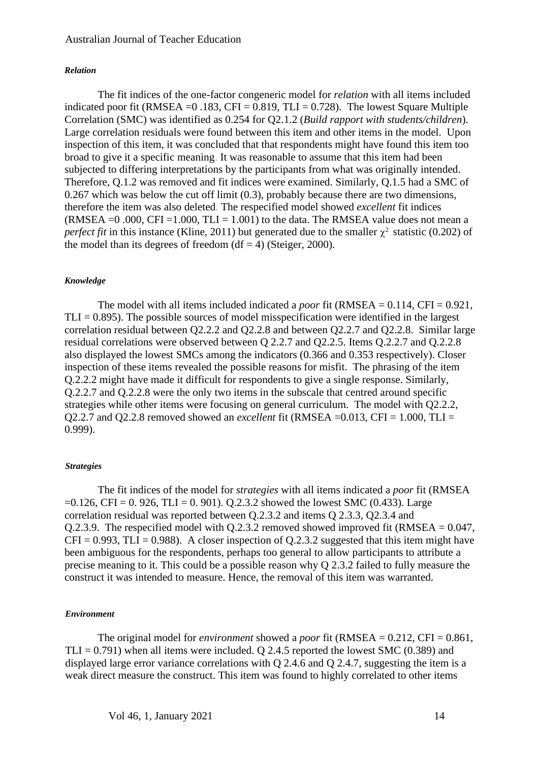#### *Relation*

The fit indices of the one-factor congeneric model for *relation* with all items included indicated poor fit (RMSEA =0 .183, CFI = 0.819, TLI = 0.728). The lowest Square Multiple Correlation (SMC) was identified as 0.254 for Q2.1.2 (*Build rapport with students/children*). Large correlation residuals were found between this item and other items in the model. Upon inspection of this item, it was concluded that that respondents might have found this item too broad to give it a specific meaning. It was reasonable to assume that this item had been subjected to differing interpretations by the participants from what was originally intended. Therefore, Q.1.2 was removed and fit indices were examined. Similarly, Q.1.5 had a SMC of 0.267 which was below the cut off limit (0.3), probably because there are two dimensions, therefore the item was also deleted. The respecified model showed *excellent* fit indices (RMSEA =0 .000, CFI =1.000, TLI = 1.001) to the data. The RMSEA value does not mean a *perfect fit* in this instance (Kline, 2011) but generated due to the smaller $\chi^2$ statistic (0.202) of the model than its degrees of freedom (df = 4) (Steiger, 2000).

#### *Knowledge*

The model with all items included indicated a *poor* fit (RMSEA = 0.114, CFI = 0.921, TLI = 0.895). The possible sources of model misspecification were identified in the largest correlation residual between Q2.2.2 and Q2.2.8 and between Q2.2.7 and Q2.2.8. Similar large residual correlations were observed between Q 2.2.7 and Q2.2.5. Items Q.2.2.7 and Q.2.2.8 also displayed the lowest SMCs among the indicators (0.366 and 0.353 respectively). Closer inspection of these items revealed the possible reasons for misfit. The phrasing of the item Q.2.2.2 might have made it difficult for respondents to give a single response. Similarly, Q.2.2.7 and Q.2.2.8 were the only two items in the subscale that centred around specific strategies while other items were focusing on general curriculum. The model with Q2.2.2, Q2.2.7 and Q2.2.8 removed showed an *excellent* fit (RMSEA =0.013, CFI = 1.000, TLI = 0.999).

#### *Strategies*

The fit indices of the model for *strategies* with all items indicated a *poor* fit (RMSEA =0.126, CFI = 0. 926, TLI = 0. 901). Q.2.3.2 showed the lowest SMC (0.433). Large correlation residual was reported between Q.2.3.2 and items Q 2.3.3, Q2.3.4 and Q.2.3.9. The respecified model with Q.2.3.2 removed showed improved fit (RMSEA = 0.047, CFI = 0.993, TLI = 0.988). A closer inspection of Q.2.3.2 suggested that this item might have been ambiguous for the respondents, perhaps too general to allow participants to attribute a precise meaning to it. This could be a possible reason why Q 2.3.2 failed to fully measure the construct it was intended to measure. Hence, the removal of this item was warranted.

#### *Environment*

The original model for *environment* showed a *poor* fit (RMSEA = 0.212, CFI = 0.861, TLI = 0.791) when all items were included. Q 2.4.5 reported the lowest SMC (0.389) and displayed large error variance correlations with Q 2.4.6 and Q 2.4.7, suggesting the item is a weak direct measure the construct. This item was found to highly correlated to other items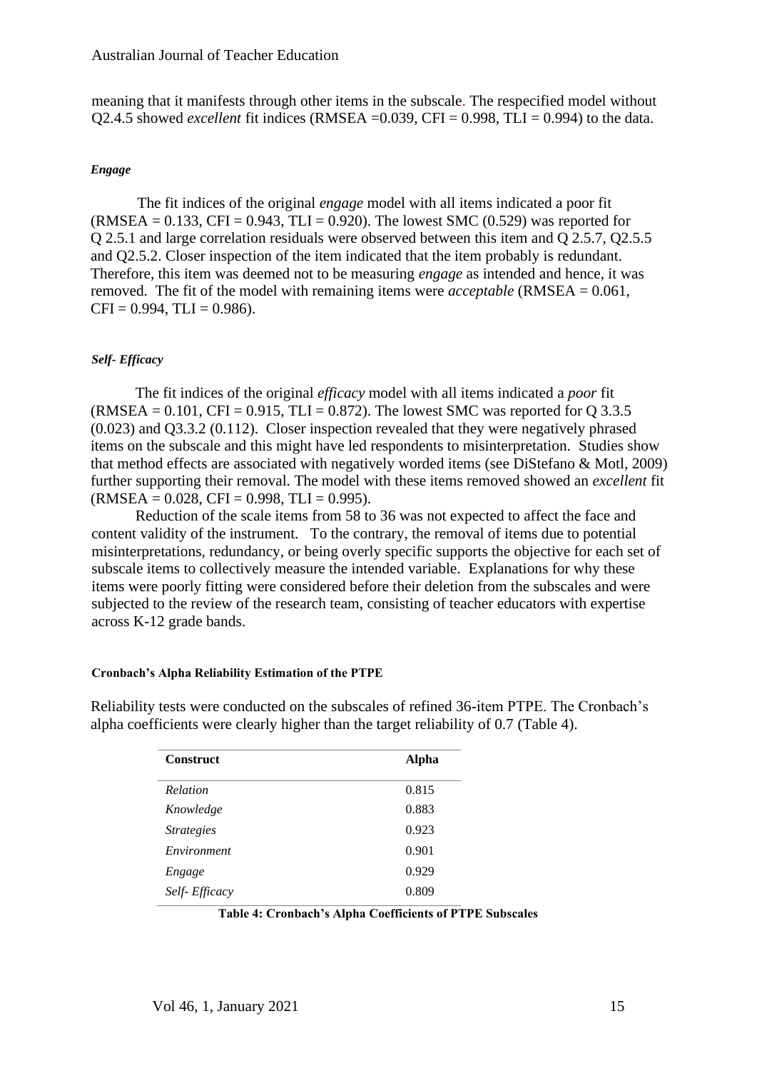meaning that it manifests through other items in the subscale. The respecified model without Q2.4.5 showed *excellent* fit indices (RMSEA =0.039, CFI = 0.998, TLI = 0.994) to the data.

#### *Engage*

The fit indices of the original *engage* model with all items indicated a poor fit (RMSEA = 0.133, CFI = 0.943, TLI = 0.920). The lowest SMC (0.529) was reported for Q 2.5.1 and large correlation residuals were observed between this item and Q 2.5.7, Q2.5.5 and Q2.5.2. Closer inspection of the item indicated that the item probably is redundant. Therefore, this item was deemed not to be measuring *engage* as intended and hence, it was removed. The fit of the model with remaining items were *acceptable* (RMSEA = 0.061, CFI = 0.994, TLI = 0.986).

#### *Self- Efficacy*

The fit indices of the original *efficacy* model with all items indicated a *poor* fit (RMSEA = 0.101, CFI = 0.915, TLI = 0.872). The lowest SMC was reported for Q 3.3.5 (0.023) and Q3.3.2 (0.112). Closer inspection revealed that they were negatively phrased items on the subscale and this might have led respondents to misinterpretation. Studies show that method effects are associated with negatively worded items (see DiStefano & Motl, 2009) further supporting their removal. The model with these items removed showed an *excellent* fit (RMSEA = 0.028, CFI = 0.998, TLI = 0.995).

Reduction of the scale items from 58 to 36 was not expected to affect the face and content validity of the instrument. To the contrary, the removal of items due to potential misinterpretations, redundancy, or being overly specific supports the objective for each set of subscale items to collectively measure the intended variable. Explanations for why these items were poorly fitting were considered before their deletion from the subscales and were subjected to the review of the research team, consisting of teacher educators with expertise across K-12 grade bands.

### Cronbach's Alpha Reliability Estimation of the PTPE

Reliability tests were conducted on the subscales of refined 36-item PTPE. The Cronbach's alpha coefficients were clearly higher than the target reliability of 0.7 (Table 4).

| Construct | Alpha |
|---|---|
| *Relation* | 0.815 |
| *Knowledge* | 0.883 |
| *Strategies* | 0.923 |
| *Environment* | 0.901 |
| *Engage* | 0.929 |
| *Self- Efficacy* | 0.809 |

**Table 4: Cronbach's Alpha Coefficients of PTPE Subscales**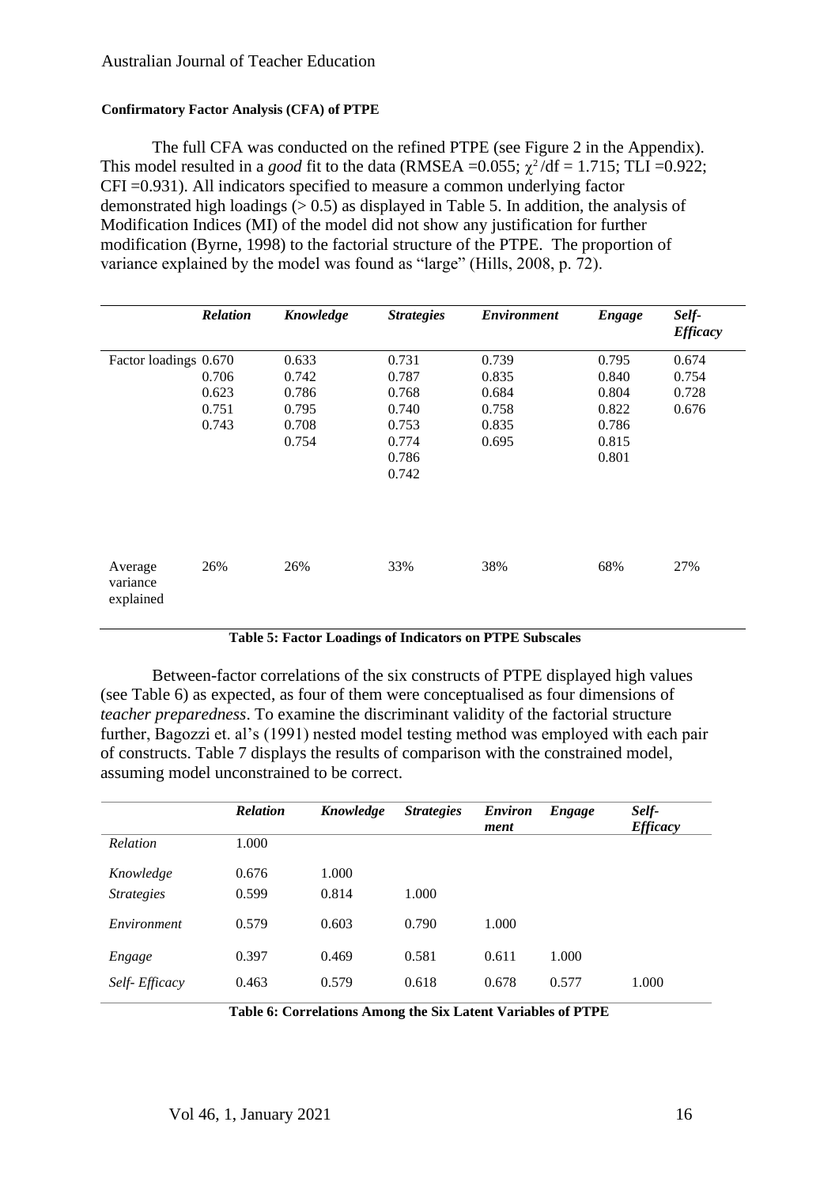#### Confirmatory Factor Analysis (CFA) of PTPE

The full CFA was conducted on the refined PTPE (see Figure 2 in the Appendix). This model resulted in a *good* fit to the data (RMSEA =0.055; $\chi^2$/df = 1.715; TLI =0.922; CFI =0.931). All indicators specified to measure a common underlying factor demonstrated high loadings (> 0.5) as displayed in Table 5. In addition, the analysis of Modification Indices (MI) of the model did not show any justification for further modification (Byrne, 1998) to the factorial structure of the PTPE. The proportion of variance explained by the model was found as "large" (Hills, 2008, p. 72).

| | *Relation* | *Knowledge* | *Strategies* | *Environment* | *Engage* | *Self-Efficacy* |
|---|---|---|---|---|---|---|
| Factor loadings | 0.670 | 0.633 | 0.731 | 0.739 | 0.795 | 0.674 |
| | 0.706 | 0.742 | 0.787 | 0.835 | 0.840 | 0.754 |
| | 0.623 | 0.786 | 0.768 | 0.684 | 0.804 | 0.728 |
| | 0.751 | 0.795 | 0.740 | 0.758 | 0.822 | 0.676 |
| | 0.743 | 0.708 | 0.753 | 0.835 | 0.786 | |
| | | 0.754 | 0.774 | 0.695 | 0.815 | |
| | | | 0.786 | | 0.801 | |
| | | | 0.742 | | | |
| Average variance explained | 26% | 26% | 33% | 38% | 68% | 27% |

**Table 5: Factor Loadings of Indicators on PTPE Subscales**

Between-factor correlations of the six constructs of PTPE displayed high values (see Table 6) as expected, as four of them were conceptualised as four dimensions of *teacher preparedness*. To examine the discriminant validity of the factorial structure further, Bagozzi et. al's (1991) nested model testing method was employed with each pair of constructs. Table 7 displays the results of comparison with the constrained model, assuming model unconstrained to be correct.

| | *Relation* | *Knowledge* | *Strategies* | *Environment* | *Engage* | *Self-Efficacy* |
|---|---|---|---|---|---|---|
| *Relation* | 1.000 | | | | | |
| *Knowledge* | 0.676 | 1.000 | | | | |
| *Strategies* | 0.599 | 0.814 | 1.000 | | | |
| *Environment* | 0.579 | 0.603 | 0.790 | 1.000 | | |
| *Engage* | 0.397 | 0.469 | 0.581 | 0.611 | 1.000 | |
| *Self- Efficacy* | 0.463 | 0.579 | 0.618 | 0.678 | 0.577 | 1.000 |

**Table 6: Correlations Among the Six Latent Variables of PTPE**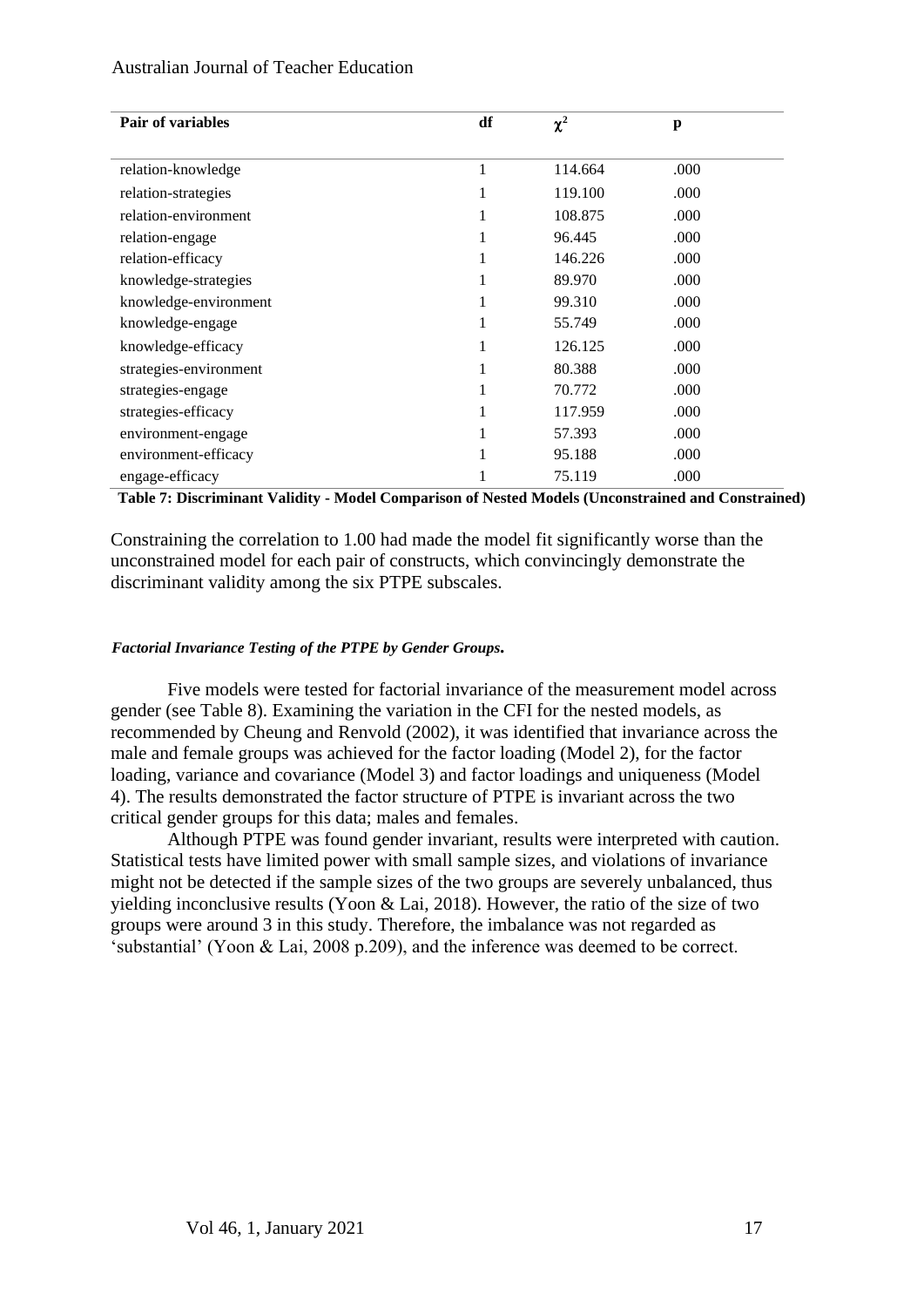| Pair of variables | df | $\chi^2$ | p |
|---|---|---|---|
| relation-knowledge | 1 | 114.664 | .000 |
| relation-strategies | 1 | 119.100 | .000 |
| relation-environment | 1 | 108.875 | .000 |
| relation-engage | 1 | 96.445 | .000 |
| relation-efficacy | 1 | 146.226 | .000 |
| knowledge-strategies | 1 | 89.970 | .000 |
| knowledge-environment | 1 | 99.310 | .000 |
| knowledge-engage | 1 | 55.749 | .000 |
| knowledge-efficacy | 1 | 126.125 | .000 |
| strategies-environment | 1 | 80.388 | .000 |
| strategies-engage | 1 | 70.772 | .000 |
| strategies-efficacy | 1 | 117.959 | .000 |
| environment-engage | 1 | 57.393 | .000 |
| environment-efficacy | 1 | 95.188 | .000 |
| engage-efficacy | 1 | 75.119 | .000 |

**Table 7: Discriminant Validity - Model Comparison of Nested Models (Unconstrained and Constrained)**

Constraining the correlation to 1.00 had made the model fit significantly worse than the unconstrained model for each pair of constructs, which convincingly demonstrate the discriminant validity among the six PTPE subscales.

#### *Factorial Invariance Testing of the PTPE by Gender Groups.*

Five models were tested for factorial invariance of the measurement model across gender (see Table 8). Examining the variation in the CFI for the nested models, as recommended by Cheung and Renvold (2002), it was identified that invariance across the male and female groups was achieved for the factor loading (Model 2), for the factor loading, variance and covariance (Model 3) and factor loadings and uniqueness (Model 4). The results demonstrated the factor structure of PTPE is invariant across the two critical gender groups for this data; males and females.

Although PTPE was found gender invariant, results were interpreted with caution. Statistical tests have limited power with small sample sizes, and violations of invariance might not be detected if the sample sizes of the two groups are severely unbalanced, thus yielding inconclusive results (Yoon & Lai, 2018). However, the ratio of the size of two groups were around 3 in this study. Therefore, the imbalance was not regarded as 'substantial' (Yoon & Lai, 2008 p.209), and the inference was deemed to be correct.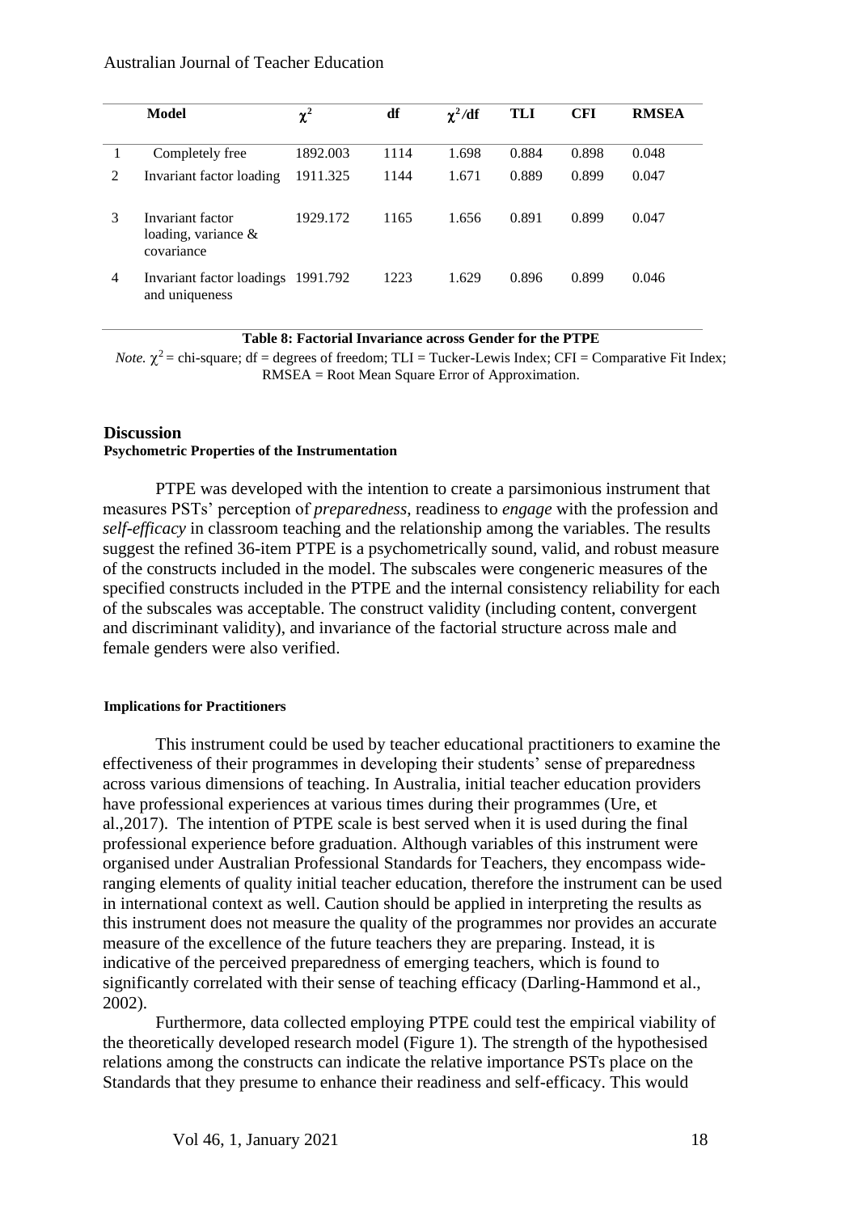| | Model | $\chi^2$ | df | $\chi^2$/df | TLI | CFI | RMSEA |
|---|---|---|---|---|---|---|---|
| 1 | Completely free | 1892.003 | 1114 | 1.698 | 0.884 | 0.898 | 0.048 |
| 2 | Invariant factor loading | 1911.325 | 1144 | 1.671 | 0.889 | 0.899 | 0.047 |
| 3 | Invariant factor loading, variance & covariance | 1929.172 | 1165 | 1.656 | 0.891 | 0.899 | 0.047 |
| 4 | Invariant factor loadings and uniqueness | 1991.792 | 1223 | 1.629 | 0.896 | 0.899 | 0.046 |

**Table 8: Factorial Invariance across Gender for the PTPE**

*Note.* $\chi^2$ = chi-square; df = degrees of freedom; TLI = Tucker-Lewis Index; CFI = Comparative Fit Index; RMSEA = Root Mean Square Error of Approximation.

## Discussion

### Psychometric Properties of the Instrumentation

PTPE was developed with the intention to create a parsimonious instrument that measures PSTs' perception of *preparedness*, readiness to *engage* with the profession and *self-efficacy* in classroom teaching and the relationship among the variables. The results suggest the refined 36-item PTPE is a psychometrically sound, valid, and robust measure of the constructs included in the model. The subscales were congeneric measures of the specified constructs included in the PTPE and the internal consistency reliability for each of the subscales was acceptable. The construct validity (including content, convergent and discriminant validity), and invariance of the factorial structure across male and female genders were also verified.

### Implications for Practitioners

This instrument could be used by teacher educational practitioners to examine the effectiveness of their programmes in developing their students' sense of preparedness across various dimensions of teaching. In Australia, initial teacher education providers have professional experiences at various times during their programmes (Ure, et al.,2017). The intention of PTPE scale is best served when it is used during the final professional experience before graduation. Although variables of this instrument were organised under Australian Professional Standards for Teachers, they encompass wide-ranging elements of quality initial teacher education, therefore the instrument can be used in international context as well. Caution should be applied in interpreting the results as this instrument does not measure the quality of the programmes nor provides an accurate measure of the excellence of the future teachers they are preparing. Instead, it is indicative of the perceived preparedness of emerging teachers, which is found to significantly correlated with their sense of teaching efficacy (Darling-Hammond et al., 2002).

Furthermore, data collected employing PTPE could test the empirical viability of the theoretically developed research model (Figure 1). The strength of the hypothesised relations among the constructs can indicate the relative importance PSTs place on the Standards that they presume to enhance their readiness and self-efficacy. This would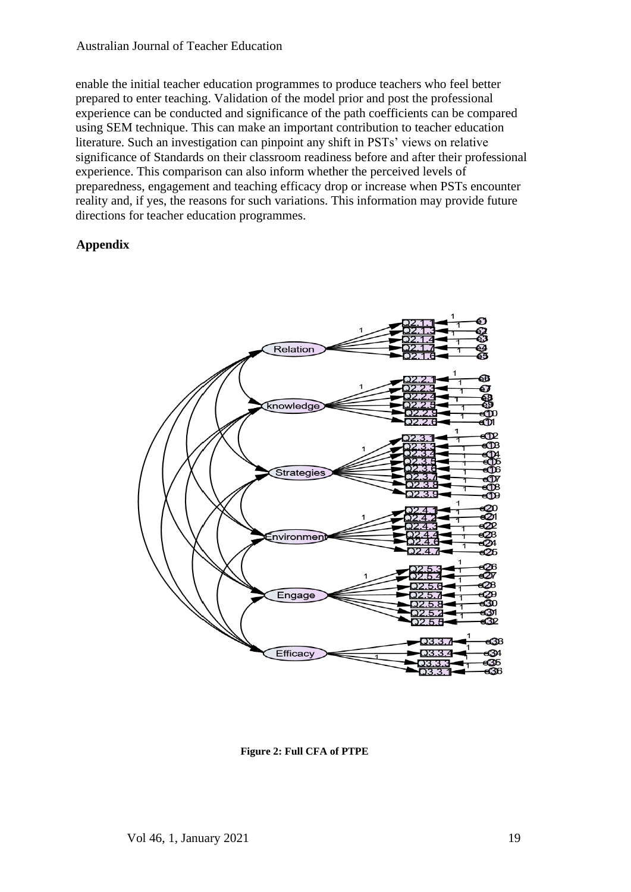enable the initial teacher education programmes to produce teachers who feel better prepared to enter teaching. Validation of the model prior and post the professional experience can be conducted and significance of the path coefficients can be compared using SEM technique. This can make an important contribution to teacher education literature. Such an investigation can pinpoint any shift in PSTs' views on relative significance of Standards on their classroom readiness before and after their professional experience. This comparison can also inform whether the perceived levels of preparedness, engagement and teaching efficacy drop or increase when PSTs encounter reality and, if yes, the reasons for such variations. This information may provide future directions for teacher education programmes.

## Appendix

**Figure 2: Full CFA of PTPE**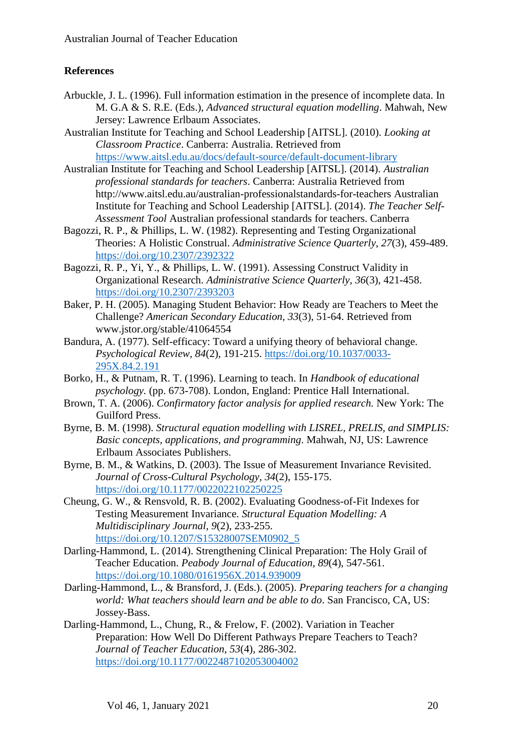## References

Arbuckle, J. L. (1996). Full information estimation in the presence of incomplete data. In M. G.A & S. R.E. (Eds.), *Advanced structural equation modelling*. Mahwah, New Jersey: Lawrence Erlbaum Associates.

Australian Institute for Teaching and School Leadership [AITSL]. (2010). *Looking at Classroom Practice*. Canberra: Australia. Retrieved from https://www.aitsl.edu.au/docs/default-source/default-document-library

Australian Institute for Teaching and School Leadership [AITSL]. (2014). *Australian professional standards for teachers*. Canberra: Australia Retrieved from http://www.aitsl.edu.au/australian-professionalstandards-for-teachers Australian Institute for Teaching and School Leadership [AITSL]. (2014). *The Teacher Self-Assessment Tool* Australian professional standards for teachers. Canberra

Bagozzi, R. P., & Phillips, L. W. (1982). Representing and Testing Organizational Theories: A Holistic Construal. *Administrative Science Quarterly, 27*(3), 459-489. https://doi.org/10.2307/2392322

Bagozzi, R. P., Yi, Y., & Phillips, L. W. (1991). Assessing Construct Validity in Organizational Research. *Administrative Science Quarterly, 36*(3), 421-458. https://doi.org/10.2307/2393203

Baker, P. H. (2005). Managing Student Behavior: How Ready are Teachers to Meet the Challenge? *American Secondary Education, 33*(3), 51-64. Retrieved from www.jstor.org/stable/41064554

Bandura, A. (1977). Self-efficacy: Toward a unifying theory of behavioral change. *Psychological Review, 84*(2), 191-215. https://doi.org/10.1037/0033-295X.84.2.191

Borko, H., & Putnam, R. T. (1996). Learning to teach. In *Handbook of educational psychology.* (pp. 673-708). London, England: Prentice Hall International.

Brown, T. A. (2006). *Confirmatory factor analysis for applied research.* New York: The Guilford Press.

Byrne, B. M. (1998). *Structural equation modelling with LISREL, PRELIS, and SIMPLIS: Basic concepts, applications, and programming*. Mahwah, NJ, US: Lawrence Erlbaum Associates Publishers.

Byrne, B. M., & Watkins, D. (2003). The Issue of Measurement Invariance Revisited. *Journal of Cross-Cultural Psychology, 34*(2), 155-175. https://doi.org/10.1177/0022022102250225

Cheung, G. W., & Rensvold, R. B. (2002). Evaluating Goodness-of-Fit Indexes for Testing Measurement Invariance. *Structural Equation Modelling: A Multidisciplinary Journal, 9*(2), 233-255. https://doi.org/10.1207/S15328007SEM0902_5

Darling-Hammond, L. (2014). Strengthening Clinical Preparation: The Holy Grail of Teacher Education. *Peabody Journal of Education, 89*(4), 547-561. https://doi.org/10.1080/0161956X.2014.939009

Darling-Hammond, L., & Bransford, J. (Eds.). (2005). *Preparing teachers for a changing world: What teachers should learn and be able to do*. San Francisco, CA, US: Jossey-Bass.

Darling-Hammond, L., Chung, R., & Frelow, F. (2002). Variation in Teacher Preparation: How Well Do Different Pathways Prepare Teachers to Teach? *Journal of Teacher Education, 53*(4), 286-302. https://doi.org/10.1177/0022487102053004002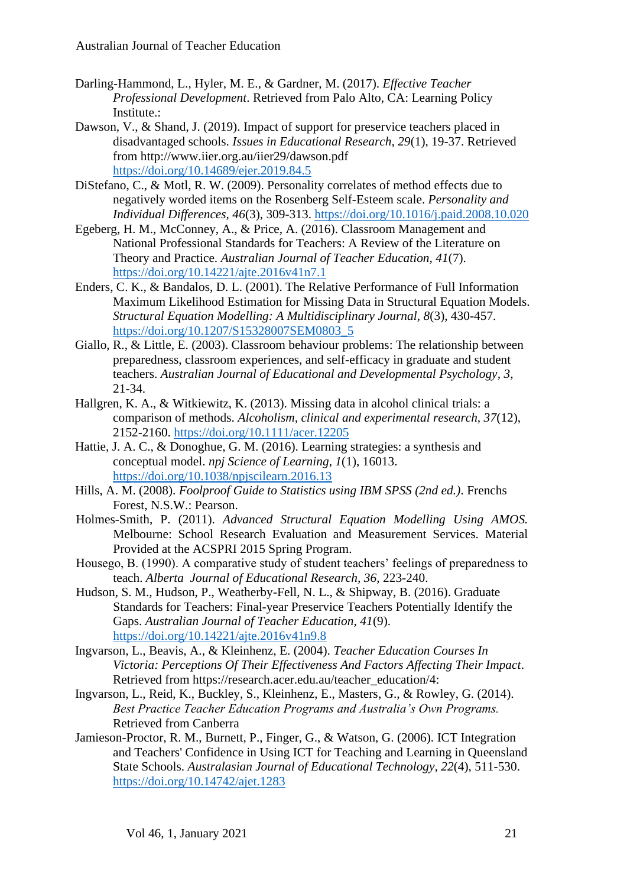Darling-Hammond, L., Hyler, M. E., & Gardner, M. (2017). *Effective Teacher Professional Development*. Retrieved from Palo Alto, CA: Learning Policy Institute.:

Dawson, V., & Shand, J. (2019). Impact of support for preservice teachers placed in disadvantaged schools. *Issues in Educational Research, 29*(1), 19-37. Retrieved from http://www.iier.org.au/iier29/dawson.pdf https://doi.org/10.14689/ejer.2019.84.5

DiStefano, C., & Motl, R. W. (2009). Personality correlates of method effects due to negatively worded items on the Rosenberg Self-Esteem scale. *Personality and Individual Differences, 46*(3), 309-313. https://doi.org/10.1016/j.paid.2008.10.020

Egeberg, H. M., McConney, A., & Price, A. (2016). Classroom Management and National Professional Standards for Teachers: A Review of the Literature on Theory and Practice. *Australian Journal of Teacher Education, 41*(7). https://doi.org/10.14221/ajte.2016v41n7.1

Enders, C. K., & Bandalos, D. L. (2001). The Relative Performance of Full Information Maximum Likelihood Estimation for Missing Data in Structural Equation Models. *Structural Equation Modelling: A Multidisciplinary Journal, 8*(3), 430-457. https://doi.org/10.1207/S15328007SEM0803_5

Giallo, R., & Little, E. (2003). Classroom behaviour problems: The relationship between preparedness, classroom experiences, and self-efficacy in graduate and student teachers. *Australian Journal of Educational and Developmental Psychology, 3*, 21-34.

Hallgren, K. A., & Witkiewitz, K. (2013). Missing data in alcohol clinical trials: a comparison of methods. *Alcoholism, clinical and experimental research, 37*(12), 2152-2160. https://doi.org/10.1111/acer.12205

Hattie, J. A. C., & Donoghue, G. M. (2016). Learning strategies: a synthesis and conceptual model. *npj Science of Learning, 1*(1), 16013. https://doi.org/10.1038/npjscilearn.2016.13

Hills, A. M. (2008). *Foolproof Guide to Statistics using IBM SPSS (2nd ed.)*. Frenchs Forest, N.S.W.: Pearson.

Holmes-Smith, P. (2011). *Advanced Structural Equation Modelling Using AMOS.* Melbourne: School Research Evaluation and Measurement Services. Material Provided at the ACSPRI 2015 Spring Program.

Housego, B. (1990). A comparative study of student teachers' feelings of preparedness to teach. *Alberta Journal of Educational Research, 36*, 223-240.

Hudson, S. M., Hudson, P., Weatherby-Fell, N. L., & Shipway, B. (2016). Graduate Standards for Teachers: Final-year Preservice Teachers Potentially Identify the Gaps. *Australian Journal of Teacher Education, 41*(9). https://doi.org/10.14221/ajte.2016v41n9.8

Ingvarson, L., Beavis, A., & Kleinhenz, E. (2004). *Teacher Education Courses In Victoria: Perceptions Of Their Effectiveness And Factors Affecting Their Impact*. Retrieved from https://research.acer.edu.au/teacher_education/4:

Ingvarson, L., Reid, K., Buckley, S., Kleinhenz, E., Masters, G., & Rowley, G. (2014). *Best Practice Teacher Education Programs and Australia's Own Programs.* Retrieved from Canberra

Jamieson-Proctor, R. M., Burnett, P., Finger, G., & Watson, G. (2006). ICT Integration and Teachers' Confidence in Using ICT for Teaching and Learning in Queensland State Schools. *Australasian Journal of Educational Technology, 22*(4), 511-530. https://doi.org/10.14742/ajet.1283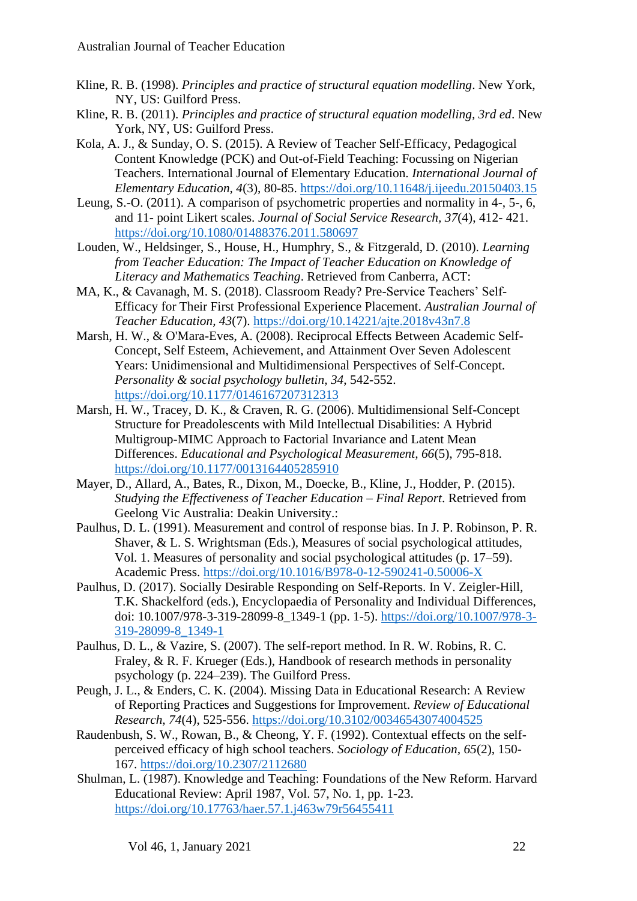Kline, R. B. (1998). *Principles and practice of structural equation modelling*. New York, NY, US: Guilford Press.

Kline, R. B. (2011). *Principles and practice of structural equation modelling, 3rd ed*. New York, NY, US: Guilford Press.

Kola, A. J., & Sunday, O. S. (2015). A Review of Teacher Self-Efficacy, Pedagogical Content Knowledge (PCK) and Out-of-Field Teaching: Focussing on Nigerian Teachers. International Journal of Elementary Education. *International Journal of Elementary Education, 4*(3), 80-85. https://doi.org/10.11648/j.ijeedu.20150403.15

Leung, S.-O. (2011). A comparison of psychometric properties and normality in 4-, 5-, 6, and 11- point Likert scales. *Journal of Social Service Research, 37*(4), 412- 421. https://doi.org/10.1080/01488376.2011.580697

Louden, W., Heldsinger, S., House, H., Humphry, S., & Fitzgerald, D. (2010). *Learning from Teacher Education: The Impact of Teacher Education on Knowledge of Literacy and Mathematics Teaching*. Retrieved from Canberra, ACT:

MA, K., & Cavanagh, M. S. (2018). Classroom Ready? Pre-Service Teachers' Self-Efficacy for Their First Professional Experience Placement. *Australian Journal of Teacher Education, 43*(7). https://doi.org/10.14221/ajte.2018v43n7.8

Marsh, H. W., & O'Mara-Eves, A. (2008). Reciprocal Effects Between Academic Self-Concept, Self Esteem, Achievement, and Attainment Over Seven Adolescent Years: Unidimensional and Multidimensional Perspectives of Self-Concept. *Personality & social psychology bulletin, 34*, 542-552. https://doi.org/10.1177/0146167207312313

Marsh, H. W., Tracey, D. K., & Craven, R. G. (2006). Multidimensional Self-Concept Structure for Preadolescents with Mild Intellectual Disabilities: A Hybrid Multigroup-MIMC Approach to Factorial Invariance and Latent Mean Differences. *Educational and Psychological Measurement, 66*(5), 795-818. https://doi.org/10.1177/0013164405285910

Mayer, D., Allard, A., Bates, R., Dixon, M., Doecke, B., Kline, J., Hodder, P. (2015). *Studying the Effectiveness of Teacher Education – Final Report*. Retrieved from Geelong Vic Australia: Deakin University.:

Paulhus, D. L. (1991). Measurement and control of response bias. In J. P. Robinson, P. R. Shaver, & L. S. Wrightsman (Eds.), Measures of social psychological attitudes, Vol. 1. Measures of personality and social psychological attitudes (p. 17–59). Academic Press. https://doi.org/10.1016/B978-0-12-590241-0.50006-X

Paulhus, D. (2017). Socially Desirable Responding on Self-Reports. In V. Zeigler-Hill, T.K. Shackelford (eds.), Encyclopaedia of Personality and Individual Differences, doi: 10.1007/978-3-319-28099-8_1349-1 (pp. 1-5). https://doi.org/10.1007/978-3-319-28099-8_1349-1

Paulhus, D. L., & Vazire, S. (2007). The self-report method. In R. W. Robins, R. C. Fraley, & R. F. Krueger (Eds.), Handbook of research methods in personality psychology (p. 224–239). The Guilford Press.

Peugh, J. L., & Enders, C. K. (2004). Missing Data in Educational Research: A Review of Reporting Practices and Suggestions for Improvement. *Review of Educational Research, 74*(4), 525-556. https://doi.org/10.3102/00346543074004525

Raudenbush, S. W., Rowan, B., & Cheong, Y. F. (1992). Contextual effects on the self-perceived efficacy of high school teachers. *Sociology of Education, 65*(2), 150-167. https://doi.org/10.2307/2112680

Shulman, L. (1987). Knowledge and Teaching: Foundations of the New Reform. Harvard Educational Review: April 1987, Vol. 57, No. 1, pp. 1-23. https://doi.org/10.17763/haer.57.1.j463w79r56455411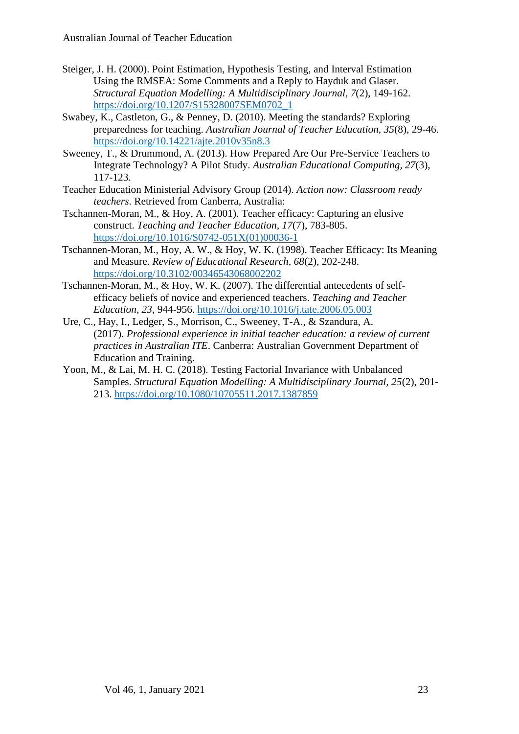Steiger, J. H. (2000). Point Estimation, Hypothesis Testing, and Interval Estimation Using the RMSEA: Some Comments and a Reply to Hayduk and Glaser. *Structural Equation Modelling: A Multidisciplinary Journal, 7*(2), 149-162. https://doi.org/10.1207/S15328007SEM0702_1

Swabey, K., Castleton, G., & Penney, D. (2010). Meeting the standards? Exploring preparedness for teaching. *Australian Journal of Teacher Education, 35*(8), 29-46. https://doi.org/10.14221/ajte.2010v35n8.3

Sweeney, T., & Drummond, A. (2013). How Prepared Are Our Pre-Service Teachers to Integrate Technology? A Pilot Study. *Australian Educational Computing, 27*(3), 117-123.

Teacher Education Ministerial Advisory Group (2014). *Action now: Classroom ready teachers*. Retrieved from Canberra, Australia:

Tschannen-Moran, M., & Hoy, A. (2001). Teacher efficacy: Capturing an elusive construct. *Teaching and Teacher Education, 17*(7), 783-805. https://doi.org/10.1016/S0742-051X(01)00036-1

Tschannen-Moran, M., Hoy, A. W., & Hoy, W. K. (1998). Teacher Efficacy: Its Meaning and Measure. *Review of Educational Research, 68*(2), 202-248. https://doi.org/10.3102/00346543068002202

Tschannen-Moran, M., & Hoy, W. K. (2007). The differential antecedents of self-efficacy beliefs of novice and experienced teachers. *Teaching and Teacher Education, 23*, 944-956. https://doi.org/10.1016/j.tate.2006.05.003

Ure, C., Hay, I., Ledger, S., Morrison, C., Sweeney, T-A., & Szandura, A. (2017). *Professional experience in initial teacher education: a review of current practices in Australian ITE*. Canberra: Australian Government Department of Education and Training.

Yoon, M., & Lai, M. H. C. (2018). Testing Factorial Invariance with Unbalanced Samples. *Structural Equation Modelling: A Multidisciplinary Journal, 25*(2), 201-213. https://doi.org/10.1080/10705511.2017.1387859